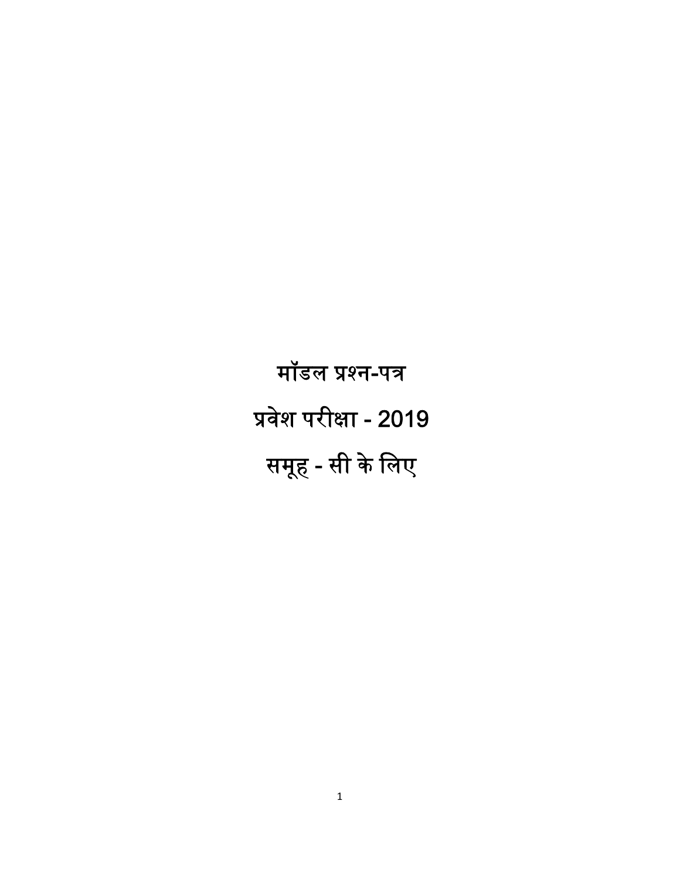# मॉडल प्रश्न-पत्र

# प्रवेश परीक्षा - 2019

# समूह - सी के लिए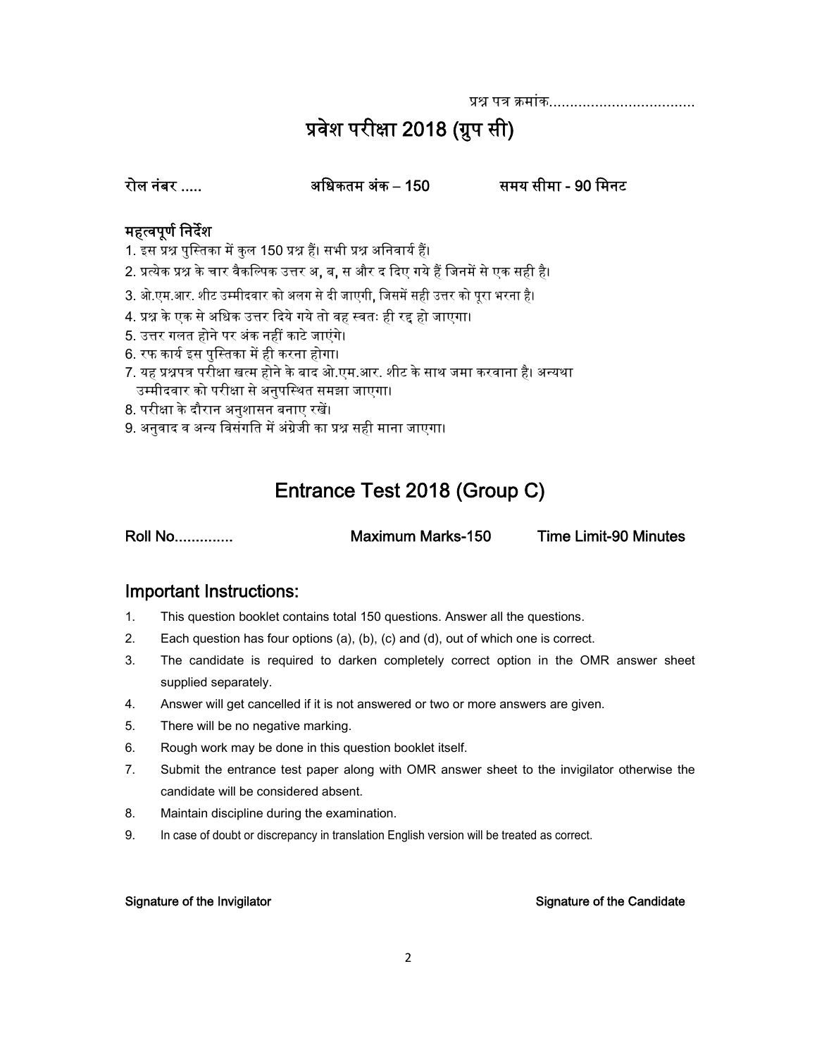प्रश्न पत्र क्रमांक..................................

# प्रवेश परीक्षा 2018 (ग्रुप सी)

**रोल नंबर .....** **अधिकतम अंक – 150** **समय सीमा - 90 मिनट**

### महत्वपूर्ण निर्देश

1. इस प्रश्न पुस्तिका में कुल 150 प्रश्न हैं। सभी प्रश्न अनिवार्य हैं।
2. प्रत्येक प्रश्न के चार वैकल्पिक उत्तर अ, ब, स और द दिए गये हैं जिनमें से एक सही है।
3. ओ.एम.आर. शीट उम्मीदवार को अलग से दी जाएगी, जिसमें सही उत्तर को पूरा भरना है।
4. प्रश्न के एक से अधिक उत्तर दिये गये तो वह स्वतः ही रद्द हो जाएगा।
5. उत्तर गलत होने पर अंक नहीं काटे जाएंगे।
6. रफ कार्य इस पुस्तिका में ही करना होगा।
7. यह प्रश्नपत्र परीक्षा खत्म होने के बाद ओ.एम.आर. शीट के साथ जमा करवाना है। अन्यथा उम्मीदवार को परीक्षा से अनुपस्थित समझा जाएगा।
8. परीक्षा के दौरान अनुशासन बनाए रखें।
9. अनुवाद व अन्य विसंगति में अंग्रेजी का प्रश्न सही माना जाएगा।

# Entrance Test 2018 (Group C)

**Roll No.............** **Maximum Marks-150** **Time Limit-90 Minutes**

## Important Instructions:

1. This question booklet contains total 150 questions. Answer all the questions.
2. Each question has four options (a), (b), (c) and (d), out of which one is correct.
3. The candidate is required to darken completely correct option in the OMR answer sheet supplied separately.
4. Answer will get cancelled if it is not answered or two or more answers are given.
5. There will be no negative marking.
6. Rough work may be done in this question booklet itself.
7. Submit the entrance test paper along with OMR answer sheet to the invigilator otherwise the candidate will be considered absent.
8. Maintain discipline during the examination.
9. In case of doubt or discrepancy in translation English version will be treated as correct.

**Signature of the Invigilator** **Signature of the Candidate**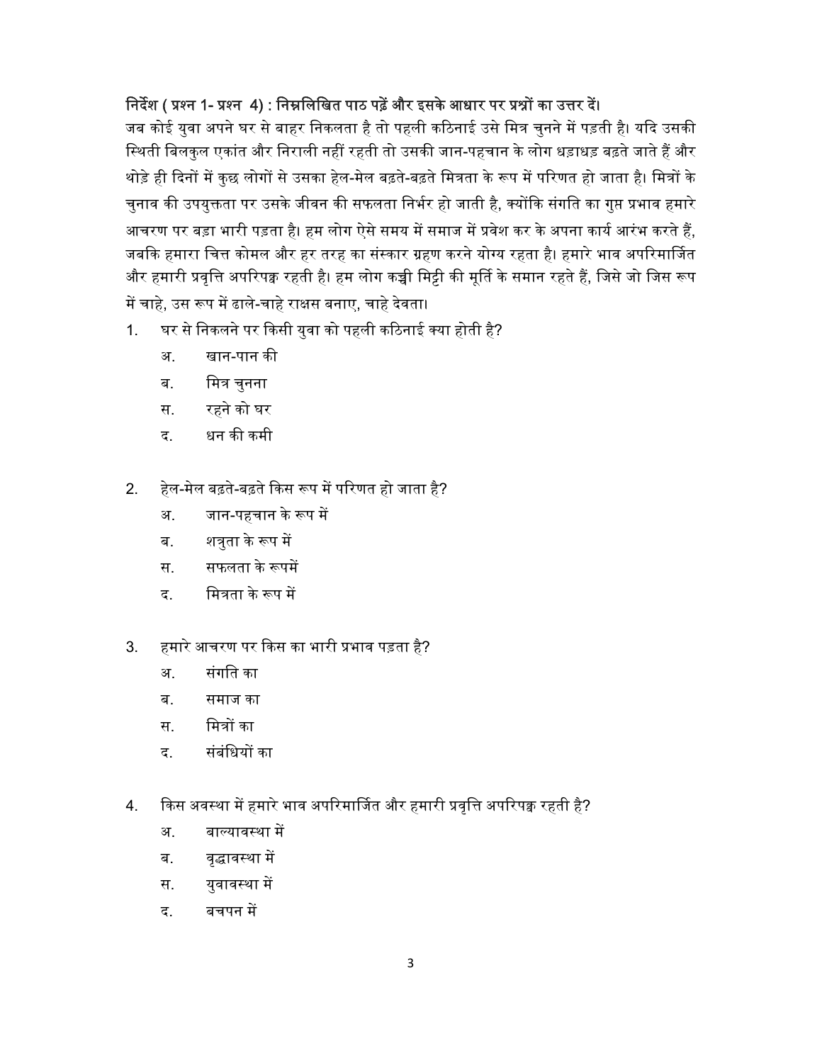**निर्देश ( प्रश्न 1- प्रश्न 4) : निम्नलिखित पाठ पढ़ें और इसके आधार पर प्रश्नों का उत्तर दें।**

जब कोई युवा अपने घर से बाहर निकलता है तो पहली कठिनाई उसे मित्र चुनने में पड़ती है। यदि उसकी स्थिती बिलकुल एकांत और निराली नहीं रहती तो उसकी जान-पहचान के लोग धड़ाधड़ बढ़ते जाते हैं और थोड़े ही दिनों में कुछ लोगों से उसका हेल-मेल बढ़ते-बढ़ते मित्रता के रूप में परिणत हो जाता है। मित्रों के चुनाव की उपयुक्तता पर उसके जीवन की सफलता निर्भर हो जाती है, क्योंकि संगति का गुप्त प्रभाव हमारे आचरण पर बड़ा भारी पड़ता है। हम लोग ऐसे समय में समाज में प्रवेश कर के अपना कार्य आरंभ करते हैं, जबकि हमारा चित्त कोमल और हर तरह का संस्कार ग्रहण करने योग्य रहता है। हमारे भाव अपरिमार्जित और हमारी प्रवृत्ति अपरिपक्क रहती है। हम लोग कच्ची मिट्टी की मूर्ति के समान रहते हैं, जिसे जो जिस रूप में चाहे, उस रूप में ढाले-चाहे राक्षस बनाए, चाहे देवता।

1. घर से निकलने पर किसी युवा को पहली कठिनाई क्या होती है?
   - अ. खान-पान की
   - ब. मित्र चुनना
   - स. रहने को घर
   - द. धन की कमी

2. हेल-मेल बढ़ते-बढ़ते किस रूप में परिणत हो जाता है?
   - अ. जान-पहचान के रूप में
   - ब. शत्रुता के रूप में
   - स. सफलता के रूपमें
   - द. मित्रता के रूप में

3. हमारे आचरण पर किस का भारी प्रभाव पड़ता है?
   - अ. संगति का
   - ब. समाज का
   - स. मित्रों का
   - द. संबंधियों का

4. किस अवस्था में हमारे भाव अपरिमार्जित और हमारी प्रवृत्ति अपरिपक्क रहती है?
   - अ. बाल्यावस्था में
   - ब. वृद्धावस्था में
   - स. युवावस्था में
   - द. बचपन में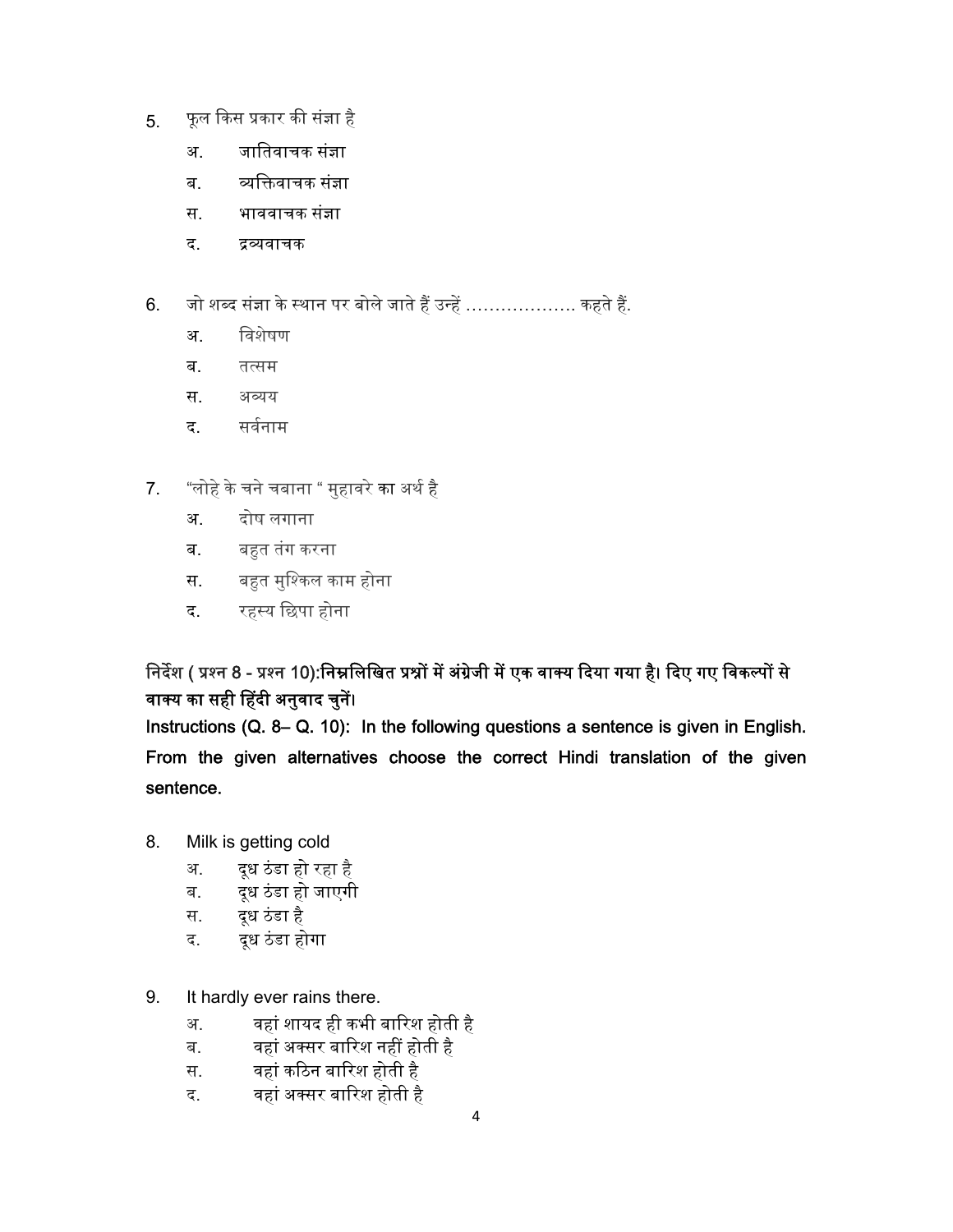5. फूल किस प्रकार की संज्ञा है

   अ. जातिवाचक संज्ञा

   ब. व्यक्तिवाचक संज्ञा

   स. भाववाचक संज्ञा

   द. द्रव्यवाचक

6. जो शब्द संज्ञा के स्थान पर बोले जाते हैं उन्हें ………………. कहते हैं.

   अ. विशेषण

   ब. तत्सम

   स. अव्यय

   द. सर्वनाम

7. "लोहे के चने चबाना " मुहावरे का अर्थ है

   अ. दोष लगाना

   ब. बहुत तंग करना

   स. बहुत मुश्किल काम होना

   द. रहस्य छिपा होना

**निर्देश ( प्रश्न 8 - प्रश्न 10):निम्नलिखित प्रश्नों में अंग्रेजी में एक वाक्य दिया गया है। दिए गए विकल्पों से वाक्य का सही हिंदी अनुवाद चुनें।**

**Instructions (Q. 8– Q. 10): In the following questions a sentence is given in English. From the given alternatives choose the correct Hindi translation of the given sentence.**

8. Milk is getting cold

   अ. दूध ठंडा हो रहा है

   ब. दूध ठंडा हो जाएगी

   स. दूध ठंडा है

   द. दूध ठंडा होगा

9. It hardly ever rains there.

   अ. वहां शायद ही कभी बारिश होती है

   ब. वहां अक्सर बारिश नहीं होती है

   स. वहां कठिन बारिश होती है

   द. वहां अक्सर बारिश होती है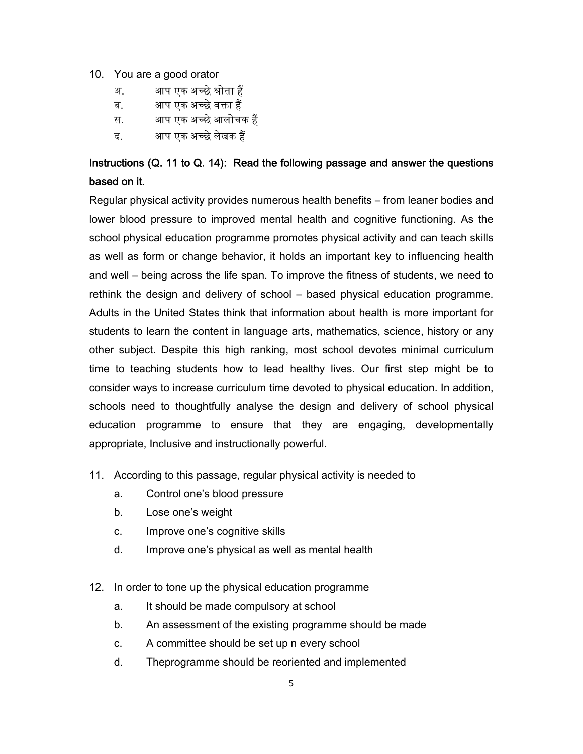10. You are a good orator

    अ. आप एक अच्छे श्रोता हैं

    ब. आप एक अच्छे वक्ता हैं

    स. आप एक अच्छे आलोचक हैं

    द. आप एक अच्छे लेखक हैं

**Instructions (Q. 11 to Q. 14): Read the following passage and answer the questions based on it.**

Regular physical activity provides numerous health benefits – from leaner bodies and lower blood pressure to improved mental health and cognitive functioning. As the school physical education programme promotes physical activity and can teach skills as well as form or change behavior, it holds an important key to influencing health and well – being across the life span. To improve the fitness of students, we need to rethink the design and delivery of school – based physical education programme. Adults in the United States think that information about health is more important for students to learn the content in language arts, mathematics, science, history or any other subject. Despite this high ranking, most school devotes minimal curriculum time to teaching students how to lead healthy lives. Our first step might be to consider ways to increase curriculum time devoted to physical education. In addition, schools need to thoughtfully analyse the design and delivery of school physical education programme to ensure that they are engaging, developmentally appropriate, Inclusive and instructionally powerful.

11. According to this passage, regular physical activity is needed to

    a. Control one's blood pressure

    b. Lose one's weight

    c. Improve one's cognitive skills

    d. Improve one's physical as well as mental health

12. In order to tone up the physical education programme

    a. It should be made compulsory at school

    b. An assessment of the existing programme should be made

    c. A committee should be set up n every school

    d. Theprogramme should be reoriented and implemented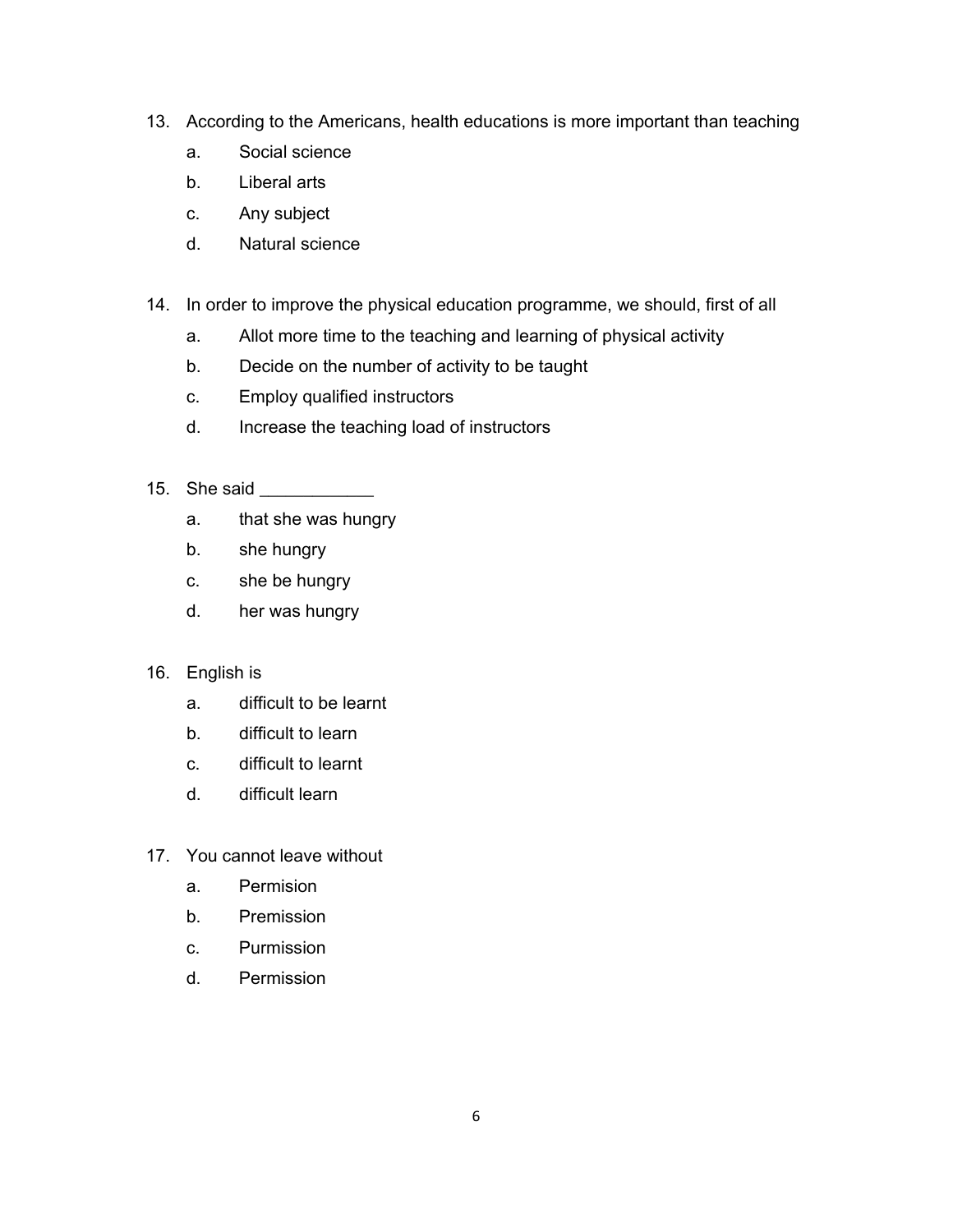13. According to the Americans, health educations is more important than teaching
    a. Social science
    b. Liberal arts
    c. Any subject
    d. Natural science

14. In order to improve the physical education programme, we should, first of all
    a. Allot more time to the teaching and learning of physical activity
    b. Decide on the number of activity to be taught
    c. Employ qualified instructors
    d. Increase the teaching load of instructors

15. She said ____________
    a. that she was hungry
    b. she hungry
    c. she be hungry
    d. her was hungry

16. English is
    a. difficult to be learnt
    b. difficult to learn
    c. difficult to learnt
    d. difficult learn

17. You cannot leave without
    a. Permision
    b. Premission
    c. Purmission
    d. Permission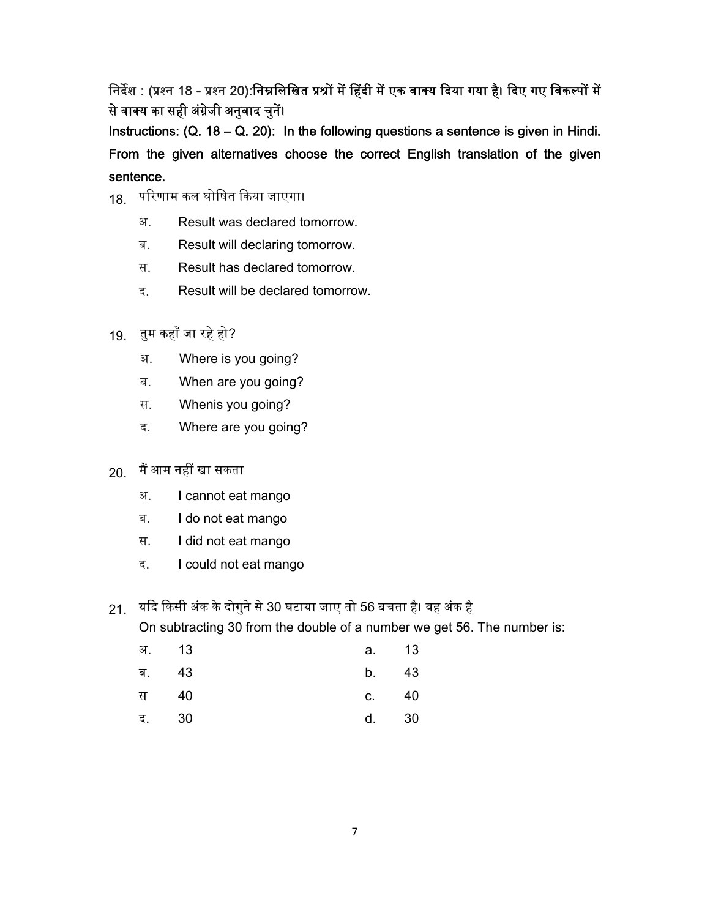**निर्देश : (प्रश्न 18 - प्रश्न 20):निम्नलिखित प्रश्नों में हिंदी में एक वाक्य दिया गया है। दिए गए विकल्पों में से वाक्य का सही अंग्रेजी अनुवाद चुनें।**

**Instructions: (Q. 18 – Q. 20): In the following questions a sentence is given in Hindi. From the given alternatives choose the correct English translation of the given sentence.**

18. परिणाम कल घोषित किया जाएगा।

    अ. Result was declared tomorrow.

    ब. Result will declaring tomorrow.

    स. Result has declared tomorrow.

    द. Result will be declared tomorrow.

19. तुम कहाँ जा रहे हो?

    अ. Where is you going?

    ब. When are you going?

    स. Whenis you going?

    द. Where are you going?

20. मैं आम नहीं खा सकता

    अ. I cannot eat mango

    ब. I do not eat mango

    स. I did not eat mango

    द. I could not eat mango

21. यदि किसी अंक के दोगुने से 30 घटाया जाए तो 56 बचता है। वह अंक है

    On subtracting 30 from the double of a number we get 56. The number is:

| | | | |
|---|---|---|---|
| अ. | 13 | a. | 13 |
| ब. | 43 | b. | 43 |
| स | 40 | c. | 40 |
| द. | 30 | d. | 30 |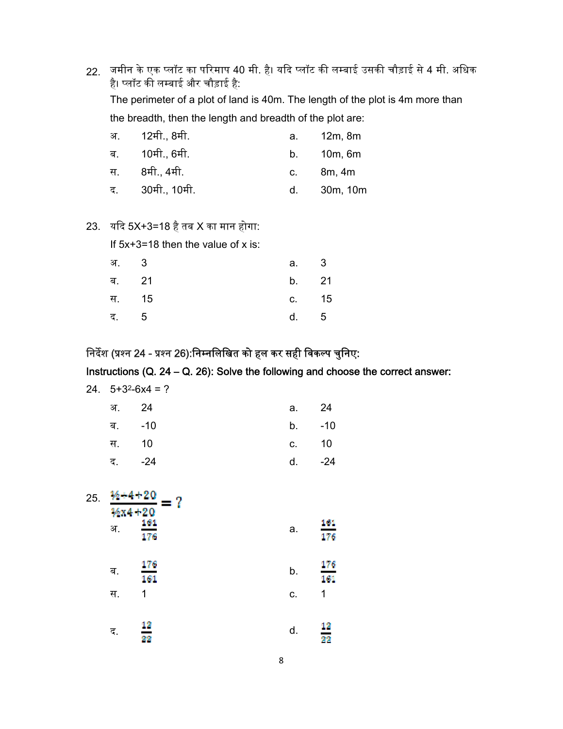22. जमीन के एक प्लॉट का परिमाप 40 मी. है। यदि प्लॉट की लम्बाई उसकी चौड़ाई से 4 मी. अधिक है। प्लॉट की लम्बाई और चौड़ाई है:

    The perimeter of a plot of land is 40m. The length of the plot is 4m more than the breadth, then the length and breadth of the plot are:

| | | | |
|---|---|---|---|
| अ. | 12मी., 8मी. | a. | 12m, 8m |
| ब. | 10मी., 6मी. | b. | 10m, 6m |
| स. | 8मी., 4मी. | c. | 8m, 4m |
| द. | 30मी., 10मी. | d. | 30m, 10m |

23. यदि 5X+3=18 है तब X का मान होगा:

    If 5x+3=18 then the value of x is:

| | | | |
|---|---|---|---|
| अ. | 3 | a. | 3 |
| ब. | 21 | b. | 21 |
| स. | 15 | c. | 15 |
| द. | 5 | d. | 5 |

निर्देश (प्रश्न 24 - प्रश्न 26):निम्नलिखित को हल कर सही विकल्प चुनिए:

**Instructions (Q. 24 – Q. 26): Solve the following and choose the correct answer:**

24. $5+3^2-6\times4 = ?$

| | | | |
|---|---|---|---|
| अ. | 24 | a. | 24 |
| ब. | -10 | b. | -10 |
| स. | 10 | c. | 10 |
| द. | -24 | d. | -24 |

25. $\dfrac{\frac{1}{2} \div 4 + 20}{\frac{1}{2} \times 4 + 20} = ?$

| | | | |
|---|---|---|---|
| अ. | $\frac{161}{176}$ | a. | $\frac{161}{176}$ |
| ब. | $\frac{176}{161}$ | b. | $\frac{176}{161}$ |
| स. | 1 | c. | 1 |
| द. | $\frac{12}{22}$ | d. | $\frac{12}{22}$ |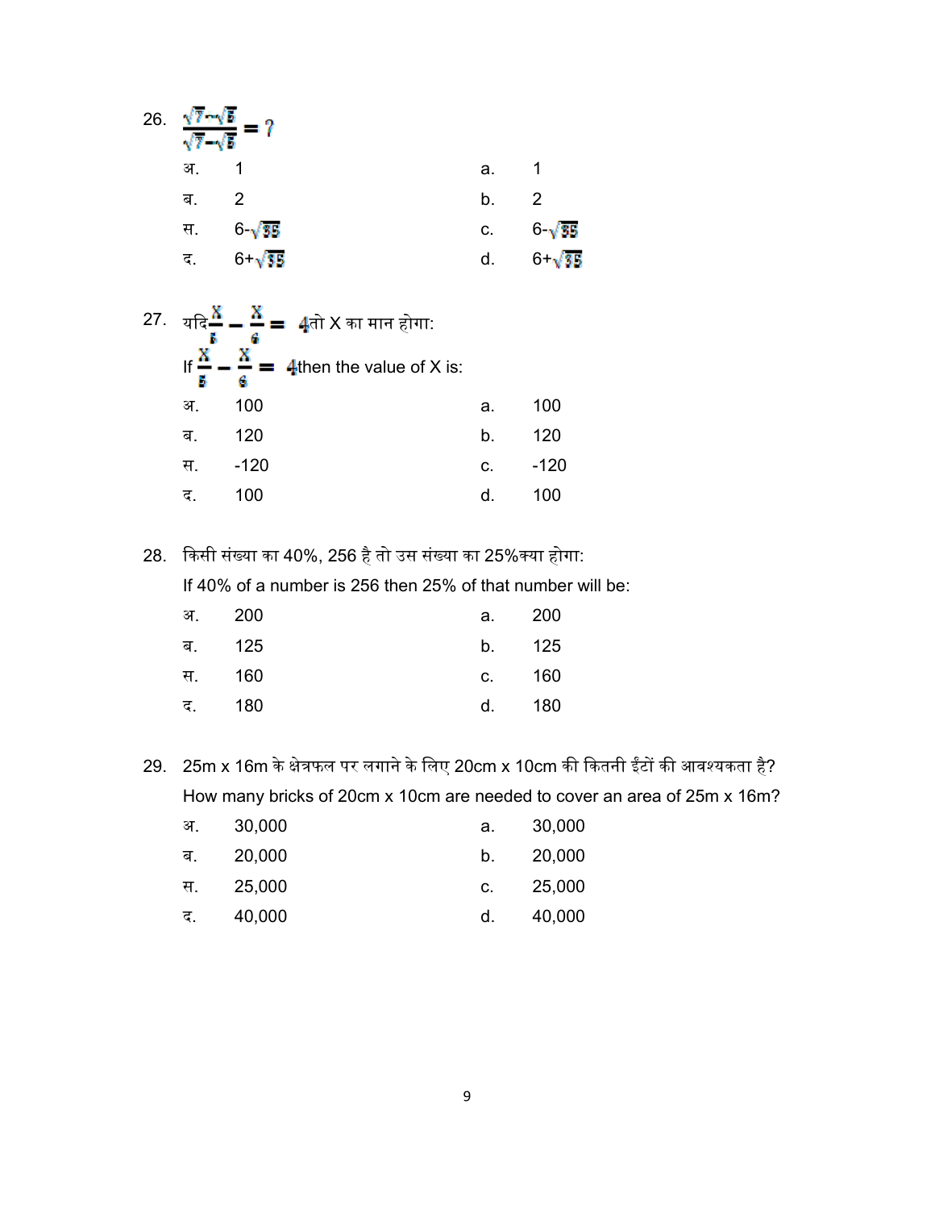26. $\frac{\sqrt{7}-\sqrt{5}}{\sqrt{7}-\sqrt{5}} = ?$

| | | | |
|---|---|---|---|
| अ. | 1 | a. | 1 |
| ब. | 2 | b. | 2 |
| स. | $6-\sqrt{35}$ | c. | $6-\sqrt{35}$ |
| द. | $6+\sqrt{35}$ | d. | $6+\sqrt{35}$ |

27. यदि $\frac{X}{5} - \frac{X}{6} = 4$ तो X का मान होगा:

If $\frac{X}{5} - \frac{X}{6} = 4$ then the value of X is:

| | | | |
|---|---|---|---|
| अ. | 100 | a. | 100 |
| ब. | 120 | b. | 120 |
| स. | -120 | c. | -120 |
| द. | 100 | d. | 100 |

28. किसी संख्या का 40%, 256 है तो उस संख्या का 25%क्या होगा:

If 40% of a number is 256 then 25% of that number will be:

| | | | |
|---|---|---|---|
| अ. | 200 | a. | 200 |
| ब. | 125 | b. | 125 |
| स. | 160 | c. | 160 |
| द. | 180 | d. | 180 |

29. 25m x 16m के क्षेत्रफल पर लगाने के लिए 20cm x 10cm की कितनी ईंटों की आवश्यकता है?

How many bricks of 20cm x 10cm are needed to cover an area of 25m x 16m?

| | | | |
|---|---|---|---|
| अ. | 30,000 | a. | 30,000 |
| ब. | 20,000 | b. | 20,000 |
| स. | 25,000 | c. | 25,000 |
| द. | 40,000 | d. | 40,000 |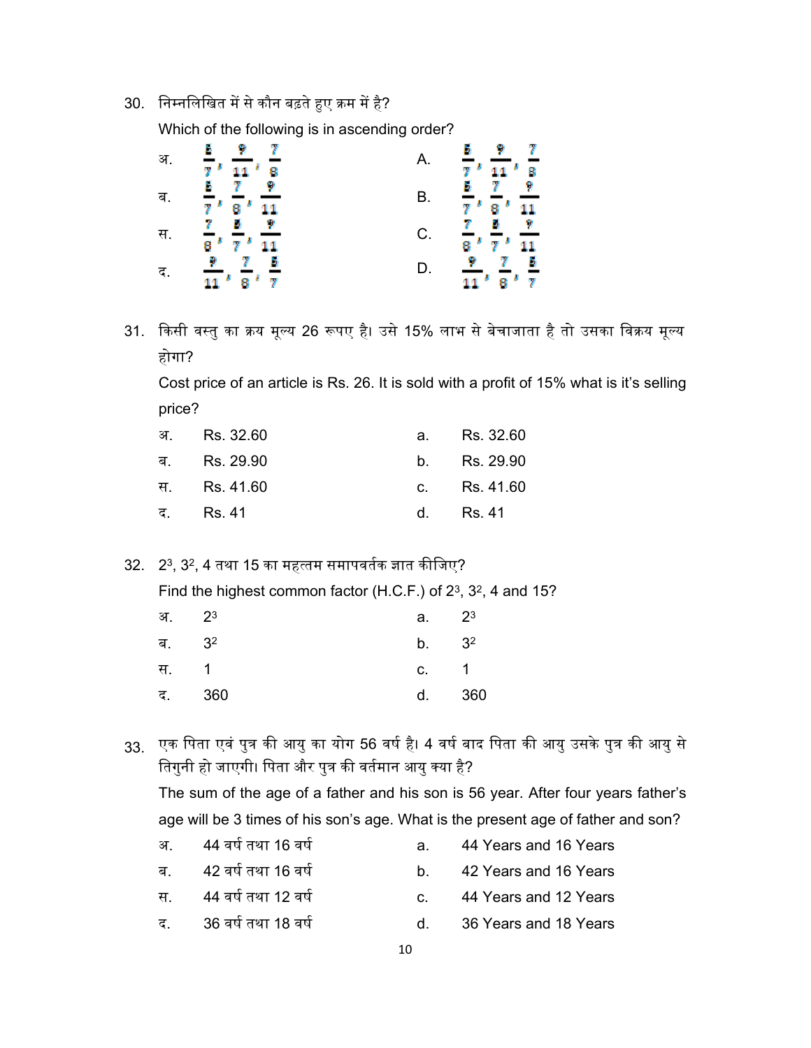30. निम्नलिखित में से कौन बढ़ते हुए क्रम में है?

Which of the following is in ascending order?

| | | | |
|---|---|---|---|
| अ. | $\frac{5}{7}, \frac{9}{11}, \frac{7}{8}$ | A. | $\frac{5}{7}, \frac{9}{11}, \frac{7}{8}$ |
| ब. | $\frac{5}{7}, \frac{7}{8}, \frac{9}{11}$ | B. | $\frac{5}{7}, \frac{7}{8}, \frac{9}{11}$ |
| स. | $\frac{7}{8}, \frac{5}{7}, \frac{9}{11}$ | C. | $\frac{7}{8}, \frac{5}{7}, \frac{9}{11}$ |
| द. | $\frac{9}{11}, \frac{7}{8}, \frac{5}{7}$ | D. | $\frac{9}{11}, \frac{7}{8}, \frac{5}{7}$ |

31. किसी वस्तु का क्रय मूल्य 26 रूपए है। उसे 15% लाभ से बेचाजाता है तो उसका विक्रय मूल्य होगा?

Cost price of an article is Rs. 26. It is sold with a profit of 15% what is it's selling price?

| | | | |
|---|---|---|---|
| अ. | Rs. 32.60 | a. | Rs. 32.60 |
| ब. | Rs. 29.90 | b. | Rs. 29.90 |
| स. | Rs. 41.60 | c. | Rs. 41.60 |
| द. | Rs. 41 | d. | Rs. 41 |

32. $2^3$, $3^2$, 4 तथा 15 का महत्तम समापवर्तक ज्ञात कीजिए?

Find the highest common factor (H.C.F.) of $2^3$, $3^2$, 4 and 15?

| | | | |
|---|---|---|---|
| अ. | $2^3$ | a. | $2^3$ |
| ब. | $3^2$ | b. | $3^2$ |
| स. | 1 | c. | 1 |
| द. | 360 | d. | 360 |

33. एक पिता एवं पुत्र की आयु का योग 56 वर्ष है। 4 वर्ष बाद पिता की आयु उसके पुत्र की आयु से तिगुनी हो जाएगी। पिता और पुत्र की वर्तमान आयु क्या है?

The sum of the age of a father and his son is 56 year. After four years father's age will be 3 times of his son's age. What is the present age of father and son?

| | | | |
|---|---|---|---|
| अ. | 44 वर्ष तथा 16 वर्ष | a. | 44 Years and 16 Years |
| ब. | 42 वर्ष तथा 16 वर्ष | b. | 42 Years and 16 Years |
| स. | 44 वर्ष तथा 12 वर्ष | c. | 44 Years and 12 Years |
| द. | 36 वर्ष तथा 18 वर्ष | d. | 36 Years and 18 Years |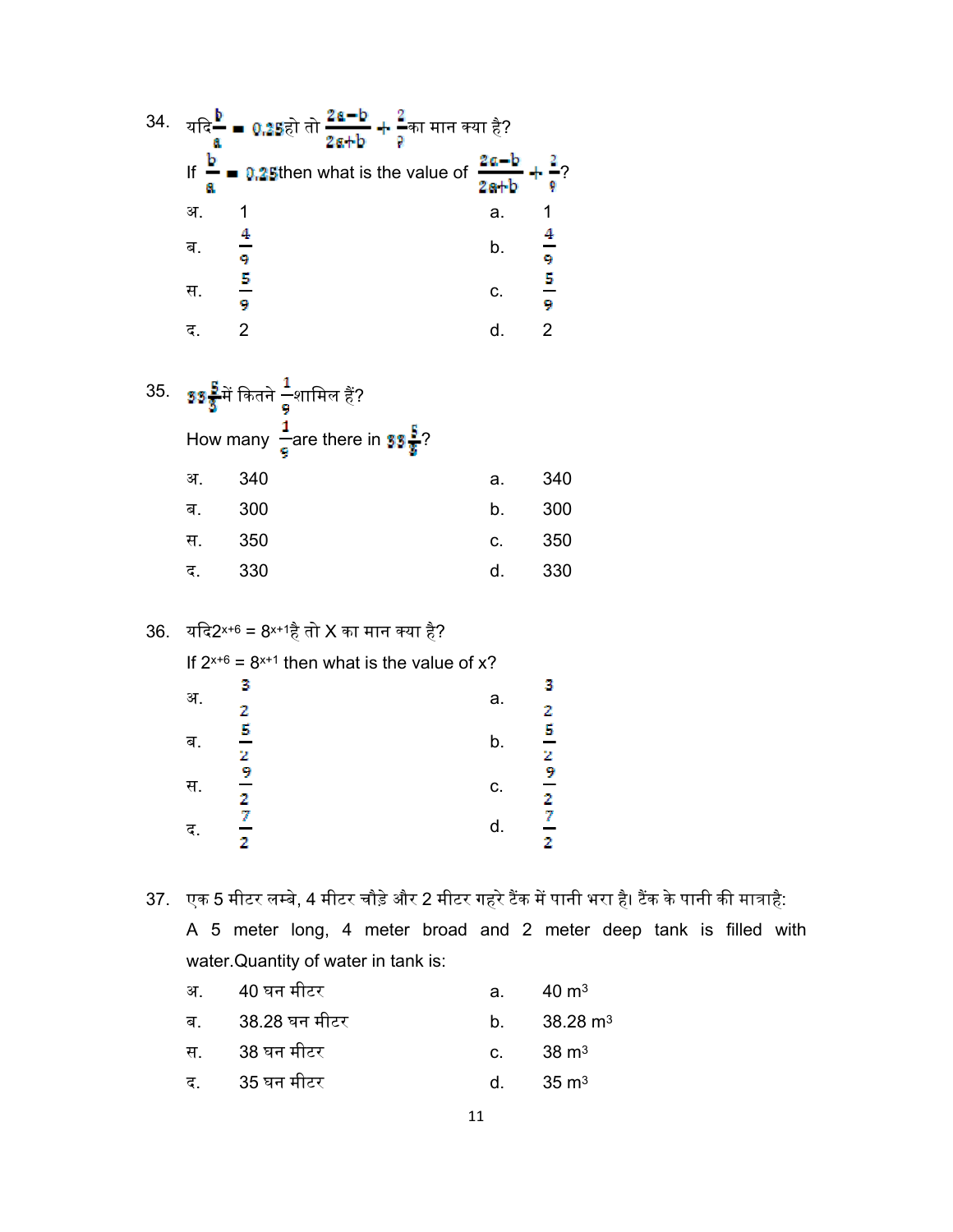34. यदि $\frac{b}{a} = 0.25$ हो तो $\frac{2a-b}{2a+b} + \frac{2}{9}$ का मान क्या है?

If $\frac{b}{a} = 0.25$ then what is the value of $\frac{2a-b}{2a+b} + \frac{2}{9}$?

| | | | |
|---|---|---|---|
| अ. | 1 | a. | 1 |
| ब. | $\frac{4}{9}$ | b. | $\frac{4}{9}$ |
| स. | $\frac{5}{9}$ | c. | $\frac{5}{9}$ |
| द. | 2 | d. | 2 |

35. $33\frac{5}{3}$ में कितने $\frac{1}{9}$ शामिल हैं?

How many $\frac{1}{9}$ are there in $33\frac{5}{3}$?

| | | | |
|---|---|---|---|
| अ. | 340 | a. | 340 |
| ब. | 300 | b. | 300 |
| स. | 350 | c. | 350 |
| द. | 330 | d. | 330 |

36. यदि $2^{x+6} = 8^{x+1}$ है तो X का मान क्या है?

If $2^{x+6} = 8^{x+1}$ then what is the value of x?

| | | | |
|---|---|---|---|
| अ. | $\frac{3}{2}$ | a. | $\frac{3}{2}$ |
| ब. | $\frac{5}{2}$ | b. | $\frac{5}{2}$ |
| स. | $\frac{9}{2}$ | c. | $\frac{9}{2}$ |
| द. | $\frac{7}{2}$ | d. | $\frac{7}{2}$ |

37. एक 5 मीटर लम्बे, 4 मीटर चौड़े और 2 मीटर गहरे टैंक में पानी भरा है। टैंक के पानी की मात्राहै:

A 5 meter long, 4 meter broad and 2 meter deep tank is filled with water.Quantity of water in tank is:

| | | | |
|---|---|---|---|
| अ. | 40 घन मीटर | a. | 40 $m^3$ |
| ब. | 38.28 घन मीटर | b. | 38.28 $m^3$ |
| स. | 38 घन मीटर | c. | 38 $m^3$ |
| द. | 35 घन मीटर | d. | 35 $m^3$ |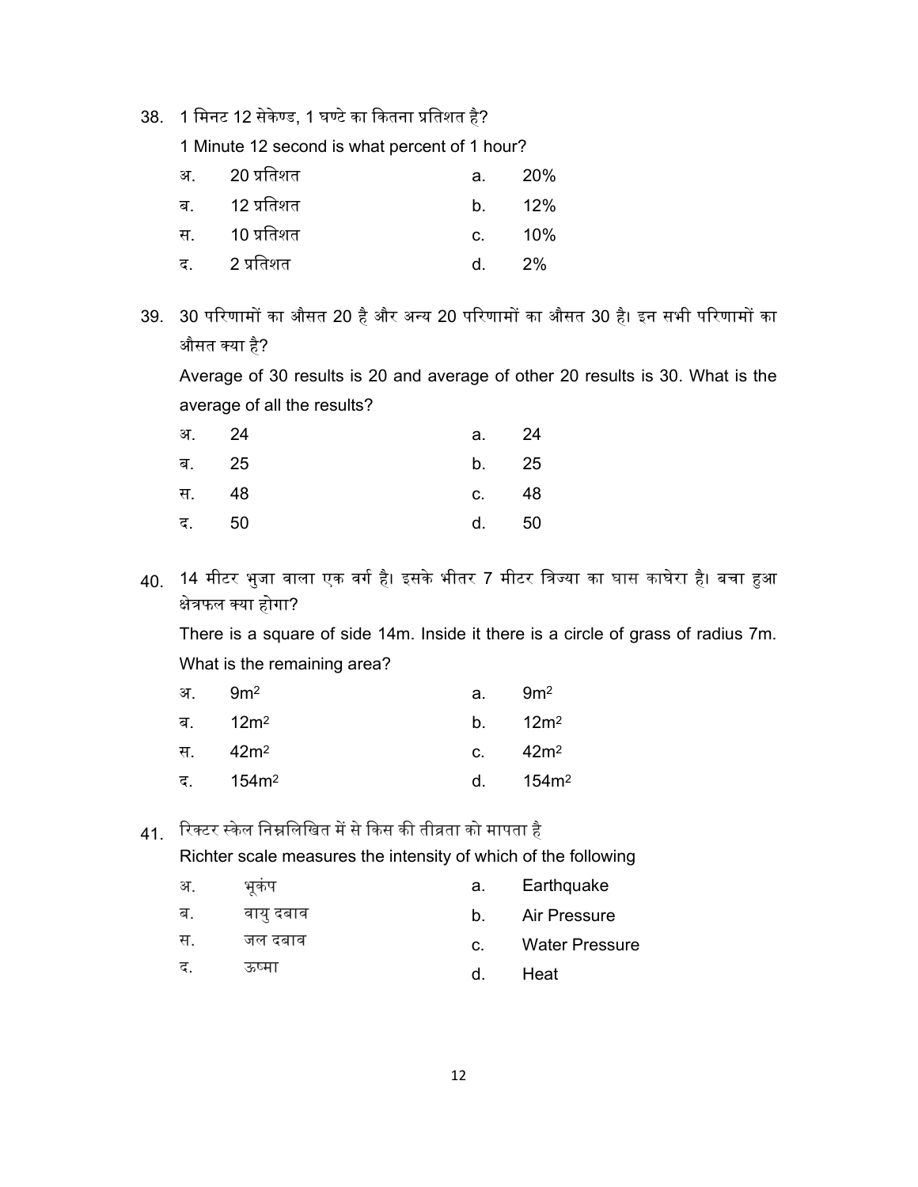38. 1 मिनट 12 सेकेण्ड, 1 घण्टे का कितना प्रतिशत है?

    1 Minute 12 second is what percent of 1 hour?

| | | | |
|---|---|---|---|
| अ. | 20 प्रतिशत | a. | 20% |
| ब. | 12 प्रतिशत | b. | 12% |
| स. | 10 प्रतिशत | c. | 10% |
| द. | 2 प्रतिशत | d. | 2% |

39. 30 परिणामों का औसत 20 है और अन्य 20 परिणामों का औसत 30 है। इन सभी परिणामों का औसत क्या है?

    Average of 30 results is 20 and average of other 20 results is 30. What is the average of all the results?

| | | | |
|---|---|---|---|
| अ. | 24 | a. | 24 |
| ब. | 25 | b. | 25 |
| स. | 48 | c. | 48 |
| द. | 50 | d. | 50 |

40. 14 मीटर भुजा वाला एक वर्ग है। इसके भीतर 7 मीटर त्रिज्या का घास काघेरा है। बचा हुआ क्षेत्रफल क्या होगा?

    There is a square of side 14m. Inside it there is a circle of grass of radius 7m. What is the remaining area?

| | | | |
|---|---|---|---|
| अ. | $9m^2$ | a. | $9m^2$ |
| ब. | $12m^2$ | b. | $12m^2$ |
| स. | $42m^2$ | c. | $42m^2$ |
| द. | $154m^2$ | d. | $154m^2$ |

41. रिक्टर स्केल निम्नलिखित में से किस की तीव्रता को मापता है

    Richter scale measures the intensity of which of the following

| | | | |
|---|---|---|---|
| अ. | भूकंप | a. | Earthquake |
| ब. | वायु दबाव | b. | Air Pressure |
| स. | जल दबाव | c. | Water Pressure |
| द. | ऊष्मा | d. | Heat |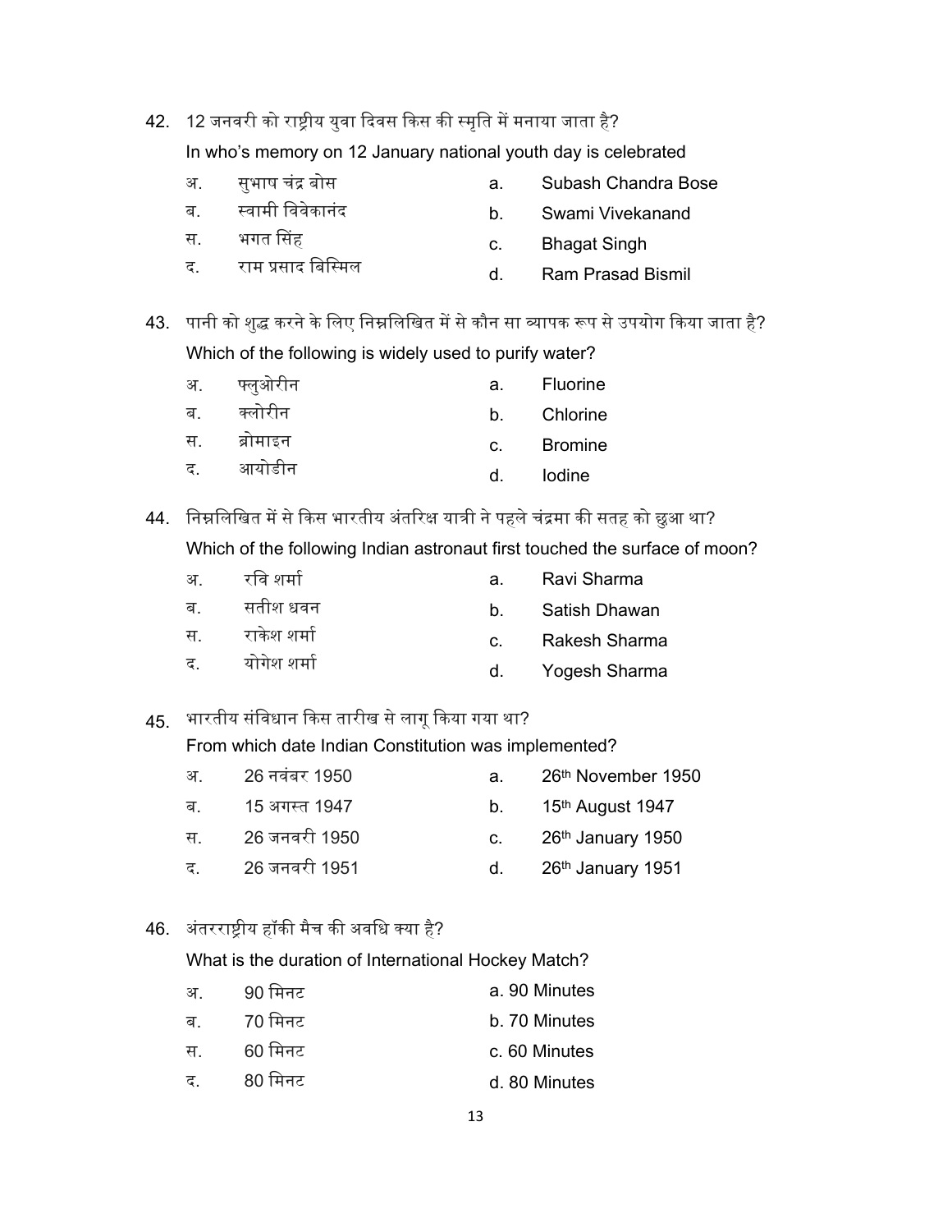42. 12 जनवरी को राष्ट्रीय युवा दिवस किस की स्मृति में मनाया जाता है?

In who's memory on 12 January national youth day is celebrated

| | | | |
|---|---|---|---|
| अ. | सुभाष चंद्र बोस | a. | Subash Chandra Bose |
| ब. | स्वामी विवेकानंद | b. | Swami Vivekanand |
| स. | भगत सिंह | c. | Bhagat Singh |
| द. | राम प्रसाद बिस्मिल | d. | Ram Prasad Bismil |

43. पानी को शुद्ध करने के लिए निम्नलिखित में से कौन सा व्यापक रूप से उपयोग किया जाता है?

Which of the following is widely used to purify water?

| | | | |
|---|---|---|---|
| अ. | फ्लुओरीन | a. | Fluorine |
| ब. | क्लोरीन | b. | Chlorine |
| स. | ब्रोमाइन | c. | Bromine |
| द. | आयोडीन | d. | Iodine |

44. निम्नलिखित में से किस भारतीय अंतरिक्ष यात्री ने पहले चंद्रमा की सतह को छुआ था?

Which of the following Indian astronaut first touched the surface of moon?

| | | | |
|---|---|---|---|
| अ. | रवि शर्मा | a. | Ravi Sharma |
| ब. | सतीश धवन | b. | Satish Dhawan |
| स. | राकेश शर्मा | c. | Rakesh Sharma |
| द. | योगेश शर्मा | d. | Yogesh Sharma |

45. भारतीय संविधान किस तारीख से लागू किया गया था?

From which date Indian Constitution was implemented?

| | | | |
|---|---|---|---|
| अ. | 26 नवंबर 1950 | a. | 26th November 1950 |
| ब. | 15 अगस्त 1947 | b. | 15th August 1947 |
| स. | 26 जनवरी 1950 | c. | 26th January 1950 |
| द. | 26 जनवरी 1951 | d. | 26th January 1951 |

46. अंतरराष्ट्रीय हॉकी मैच की अवधि क्या है?

What is the duration of International Hockey Match?

| | | |
|---|---|---|
| अ. | 90 मिनट | a. 90 Minutes |
| ब. | 70 मिनट | b. 70 Minutes |
| स. | 60 मिनट | c. 60 Minutes |
| द. | 80 मिनट | d. 80 Minutes |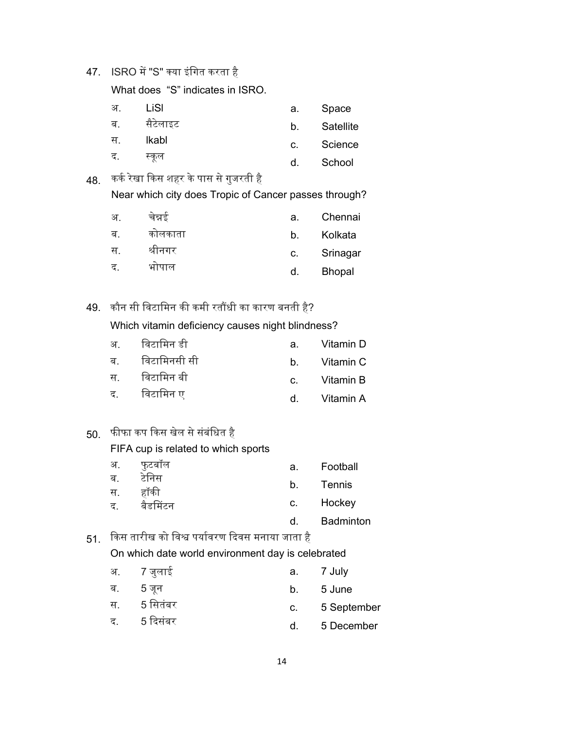47. ISRO में "S" क्या इंगित करता है

What does "S" indicates in ISRO.

अ. LiSl — a. Space

ब. सैटेलाइट — b. Satellite

स. Ikabl — c. Science

द. स्कूल — d. School

48. कर्क रेखा किस शहर के पास से गुजरती है

Near which city does Tropic of Cancer passes through?

अ. चेन्नई — a. Chennai

ब. कोलकाता — b. Kolkata

स. श्रीनगर — c. Srinagar

द. भोपाल — d. Bhopal

49. कौन सी विटामिन की कमी रतौंधी का कारण बनती है?

Which vitamin deficiency causes night blindness?

अ. विटामिन डी — a. Vitamin D

ब. विटामिनसी सी — b. Vitamin C

स. विटामिन बी — c. Vitamin B

द. विटामिन ए — d. Vitamin A

50. फीफा कप किस खेल से संबंधित है

FIFA cup is related to which sports

अ. फुटबॉल — a. Football

ब. टेनिस — b. Tennis

स. हॉकी — c. Hockey

द. बैडमिंटन — d. Badminton

51. किस तारीख को विश्व पर्यावरण दिवस मनाया जाता है

On which date world environment day is celebrated

अ. 7 जुलाई — a. 7 July

ब. 5 जून — b. 5 June

स. 5 सितंबर — c. 5 September

द. 5 दिसंबर — d. 5 December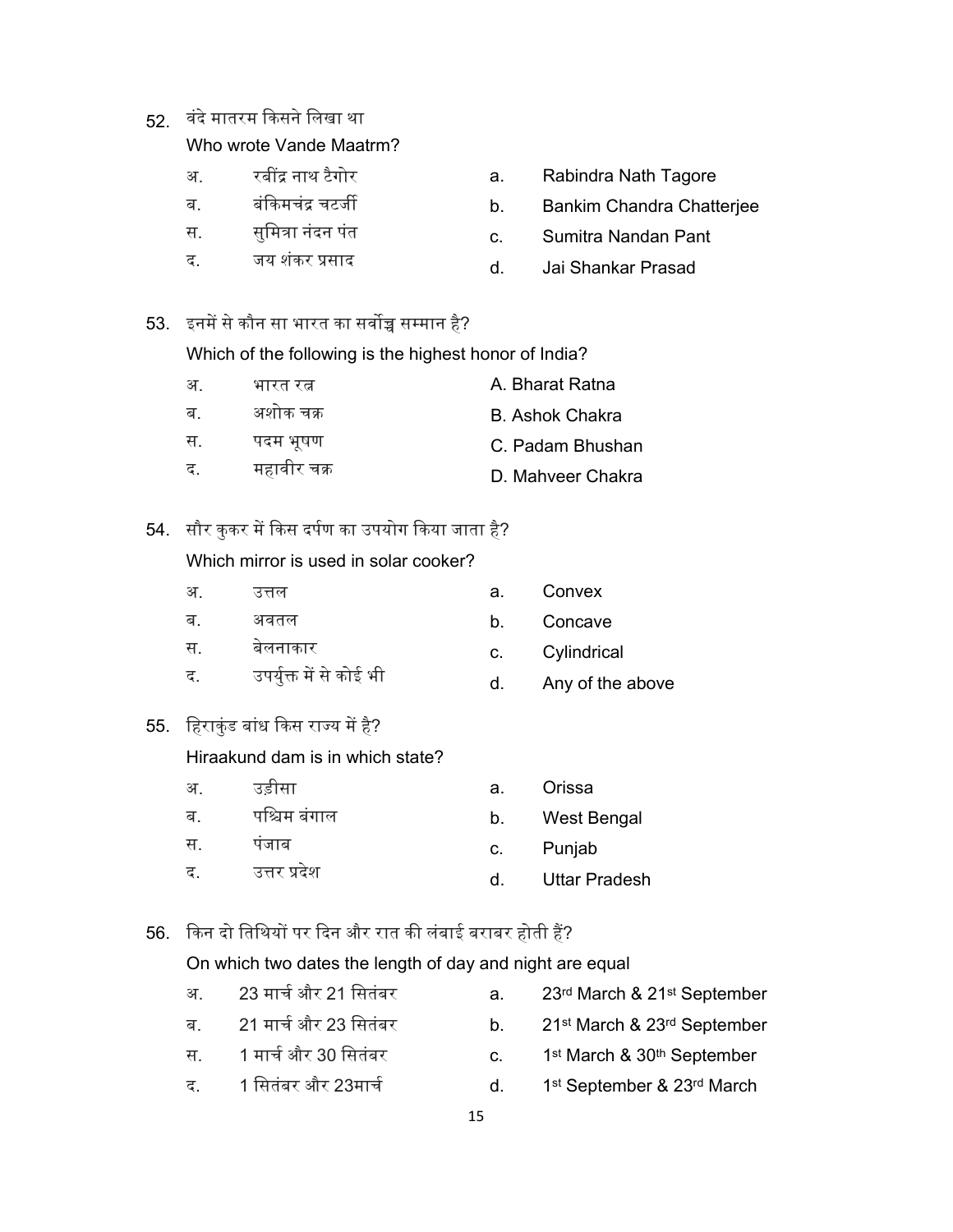52. वंदे मातरम किसने लिखा था

Who wrote Vande Maatrm?

| | | | |
|---|---|---|---|
| अ. | रबींद्र नाथ टैगोर | a. | Rabindra Nath Tagore |
| ब. | बंकिमचंद्र चटर्जी | b. | Bankim Chandra Chatterjee |
| स. | सुमित्रा नंदन पंत | c. | Sumitra Nandan Pant |
| द. | जय शंकर प्रसाद | d. | Jai Shankar Prasad |

53. इनमें से कौन सा भारत का सर्वोच्च सम्मान है?

Which of the following is the highest honor of India?

| | | |
|---|---|---|
| अ. | भारत रत्न | A. Bharat Ratna |
| ब. | अशोक चक्र | B. Ashok Chakra |
| स. | पदम भूषण | C. Padam Bhushan |
| द. | महावीर चक्र | D. Mahveer Chakra |

54. सौर कुकर में किस दर्पण का उपयोग किया जाता है?

Which mirror is used in solar cooker?

| | | | |
|---|---|---|---|
| अ. | उत्तल | a. | Convex |
| ब. | अवतल | b. | Concave |
| स. | बेलनाकार | c. | Cylindrical |
| द. | उपर्युक्त में से कोई भी | d. | Any of the above |

55. हिराकुंड बांध किस राज्य में है?

Hiraakund dam is in which state?

| | | | |
|---|---|---|---|
| अ. | उड़ीसा | a. | Orissa |
| ब. | पश्चिम बंगाल | b. | West Bengal |
| स. | पंजाब | c. | Punjab |
| द. | उत्तर प्रदेश | d. | Uttar Pradesh |

56. किन दो तिथियों पर दिन और रात की लंबाई बराबर होती हैं?

On which two dates the length of day and night are equal

| | | | |
|---|---|---|---|
| अ. | 23 मार्च और 21 सितंबर | a. | 23rd March & 21st September |
| ब. | 21 मार्च और 23 सितंबर | b. | 21st March & 23rd September |
| स. | 1 मार्च और 30 सितंबर | c. | 1st March & 30th September |
| द. | 1 सितंबर और 23मार्च | d. | 1st September & 23rd March |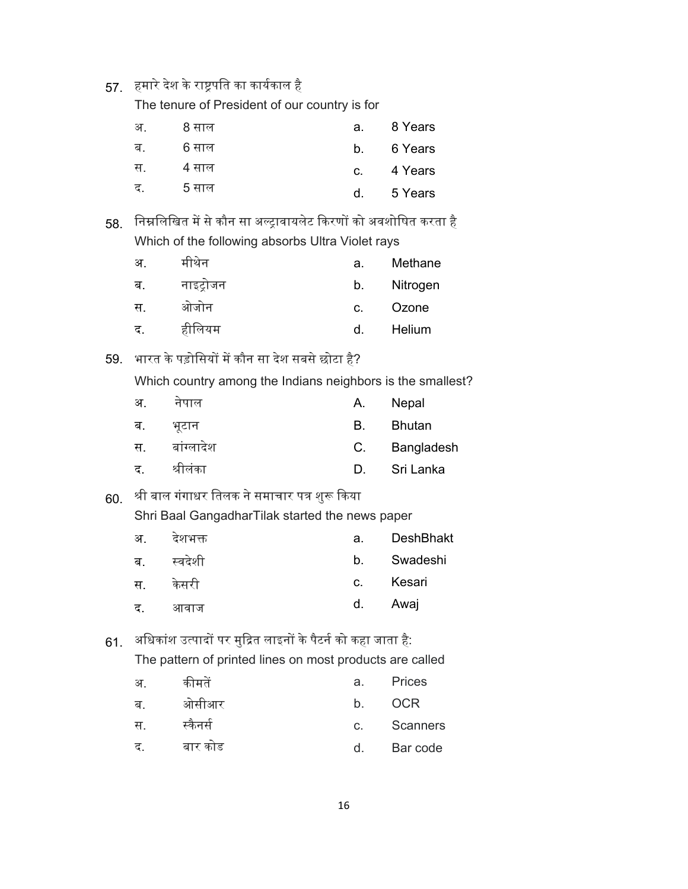57. हमारे देश के राष्ट्रपति का कार्यकाल है

The tenure of President of our country is for

| अ. | 8 साल | a. | 8 Years |
|---|---|---|---|
| ब. | 6 साल | b. | 6 Years |
| स. | 4 साल | c. | 4 Years |
| द. | 5 साल | d. | 5 Years |

58. निम्नलिखित में से कौन सा अल्ट्रावायलेट किरणों को अवशोषित करता है

Which of the following absorbs Ultra Violet rays

| अ. | मीथेन | a. | Methane |
|---|---|---|---|
| ब. | नाइट्रोजन | b. | Nitrogen |
| स. | ओजोन | c. | Ozone |
| द. | हीलियम | d. | Helium |

59. भारत के पड़ोसियों में कौन सा देश सबसे छोटा है?

Which country among the Indians neighbors is the smallest?

| अ. | नेपाल | A. | Nepal |
|---|---|---|---|
| ब. | भूटान | B. | Bhutan |
| स. | बांग्लादेश | C. | Bangladesh |
| द. | श्रीलंका | D. | Sri Lanka |

60. श्री बाल गंगाधर तिलक ने समाचार पत्र शुरू किया

Shri Baal GangadharTilak started the news paper

| अ. | देशभक्त | a. | DeshBhakt |
|---|---|---|---|
| ब. | स्वदेशी | b. | Swadeshi |
| स. | केसरी | c. | Kesari |
| द. | आवाज | d. | Awaj |

61. अधिकांश उत्पादों पर मुद्रित लाइनों के पैटर्न को कहा जाता है:

The pattern of printed lines on most products are called

| अ. | कीमतें | a. | Prices |
|---|---|---|---|
| ब. | ओसीआर | b. | OCR |
| स. | स्कैनर्स | c. | Scanners |
| द. | बार कोड | d. | Bar code |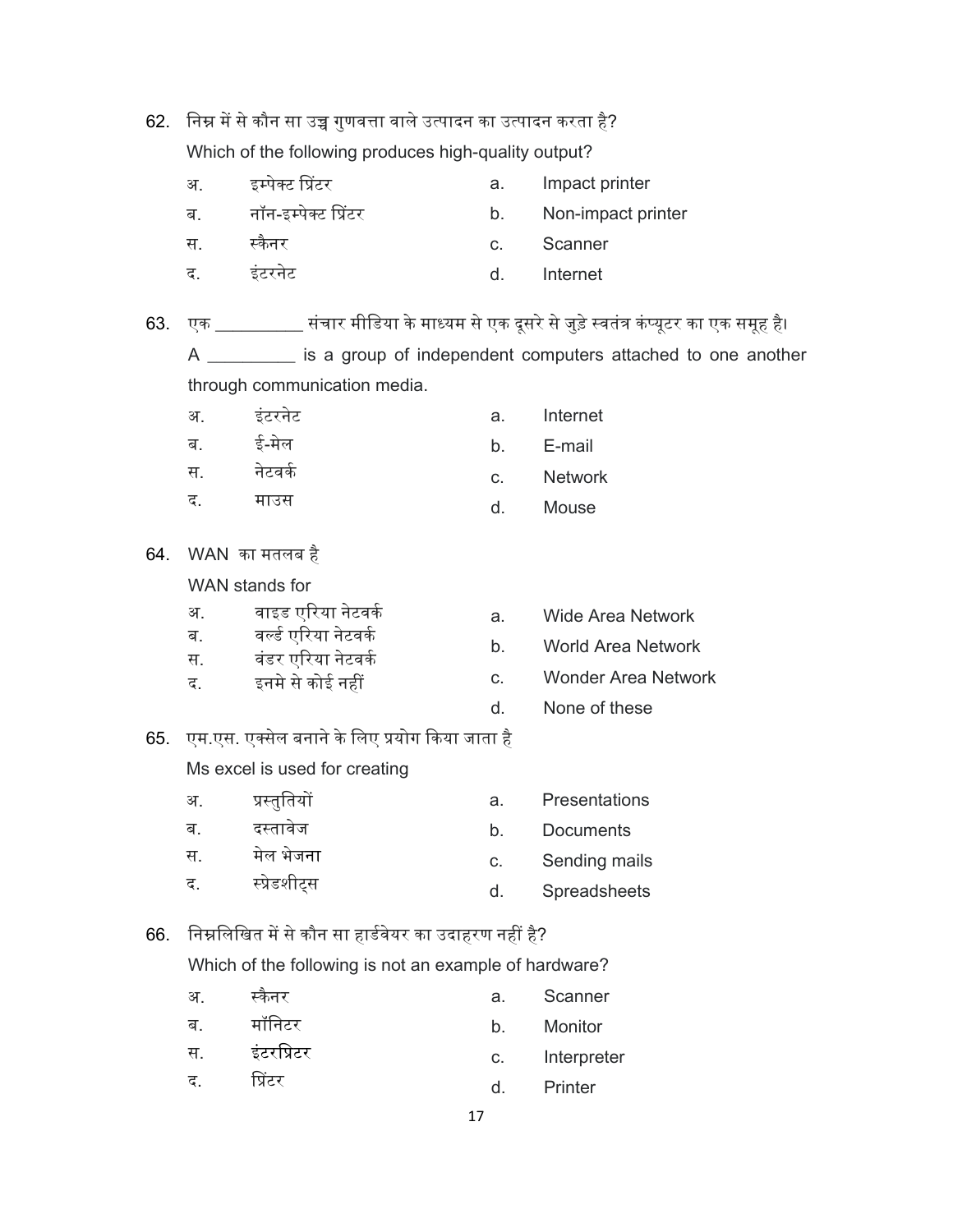62. निम्न में से कौन सा उच्च गुणवत्ता वाले उत्पादन का उत्पादन करता है?

Which of the following produces high-quality output?

| | | | |
|---|---|---|---|
| अ. | इम्पेक्ट प्रिंटर | a. | Impact printer |
| ब. | नॉन-इम्पेक्ट प्रिंटर | b. | Non-impact printer |
| स. | स्कैनर | c. | Scanner |
| द. | इंटरनेट | d. | Internet |

63. एक __________ संचार मीडिया के माध्यम से एक दूसरे से जुड़े स्वतंत्र कंप्यूटर का एक समूह है।

A __________ is a group of independent computers attached to one another through communication media.

| | | | |
|---|---|---|---|
| अ. | इंटरनेट | a. | Internet |
| ब. | ई-मेल | b. | E-mail |
| स. | नेटवर्क | c. | Network |
| द. | माउस | d. | Mouse |

64. WAN का मतलब है

WAN stands for

| | | | |
|---|---|---|---|
| अ. | वाइड एरिया नेटवर्क | a. | Wide Area Network |
| ब. | वर्ल्ड एरिया नेटवर्क | b. | World Area Network |
| स. | वंडर एरिया नेटवर्क | c. | Wonder Area Network |
| द. | इनमे से कोई नहीं | d. | None of these |

65. एम.एस. एक्सेल बनाने के लिए प्रयोग किया जाता है

Ms excel is used for creating

| | | | |
|---|---|---|---|
| अ. | प्रस्तुतियों | a. | Presentations |
| ब. | दस्तावेज | b. | Documents |
| स. | मेल भेजना | c. | Sending mails |
| द. | स्प्रेडशीट्स | d. | Spreadsheets |

66. निम्नलिखित में से कौन सा हार्डवेयर का उदाहरण नहीं है?

Which of the following is not an example of hardware?

| | | | |
|---|---|---|---|
| अ. | स्कैनर | a. | Scanner |
| ब. | मॉनिटर | b. | Monitor |
| स. | इंटरप्रिटर | c. | Interpreter |
| द. | प्रिंटर | d. | Printer |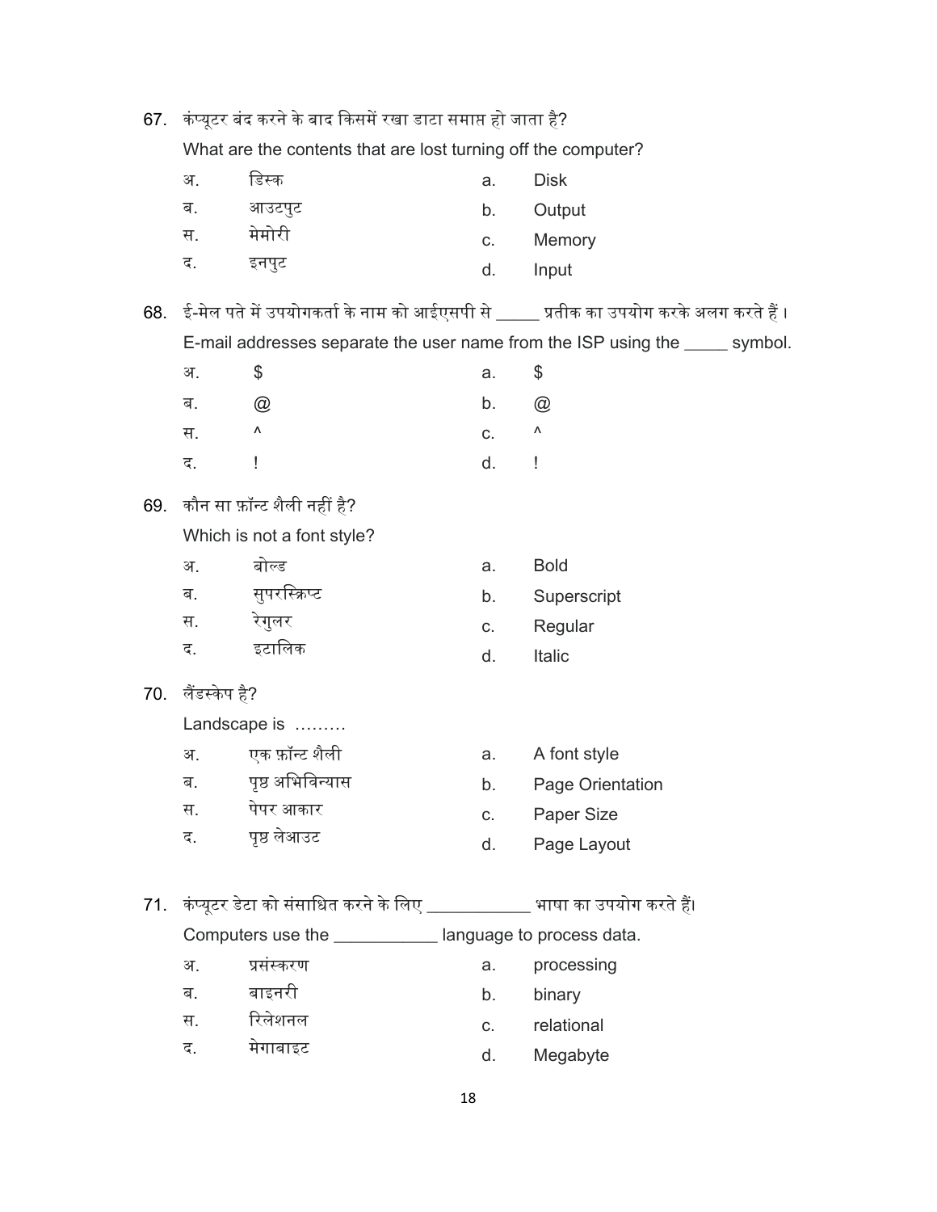67. कंप्यूटर बंद करने के बाद किसमें रखा डाटा समाप्त हो जाता है?

    What are the contents that are lost turning off the computer?

| | | | |
|---|---|---|---|
| अ. | डिस्क | a. | Disk |
| ब. | आउटपुट | b. | Output |
| स. | मेमोरी | c. | Memory |
| द. | इनपुट | d. | Input |

68. ई-मेल पते में उपयोगकर्ता के नाम को आईएसपी से _____ प्रतीक का उपयोग करके अलग करते हैं।

    E-mail addresses separate the user name from the ISP using the _____ symbol.

| | | | |
|---|---|---|---|
| अ. | $ | a. | $ |
| ब. | @ | b. | @ |
| स. | ^ | c. | ^ |
| द. | ! | d. | ! |

69. कौन सा फ़ॉन्ट शैली नहीं है?

    Which is not a font style?

| | | | |
|---|---|---|---|
| अ. | बोल्ड | a. | Bold |
| ब. | सुपरस्क्रिप्ट | b. | Superscript |
| स. | रेगुलर | c. | Regular |
| द. | इटालिक | d. | Italic |

70. लैंडस्केप है?

    Landscape is .........

| | | | |
|---|---|---|---|
| अ. | एक फ़ॉन्ट शैली | a. | A font style |
| ब. | पृष्ठ अभिविन्यास | b. | Page Orientation |
| स. | पेपर आकार | c. | Paper Size |
| द. | पृष्ठ लेआउट | d. | Page Layout |

71. कंप्यूटर डेटा को संसाधित करने के लिए ___________ भाषा का उपयोग करते हैं।

    Computers use the ___________ language to process data.

| | | | |
|---|---|---|---|
| अ. | प्रसंस्करण | a. | processing |
| ब. | बाइनरी | b. | binary |
| स. | रिलेशनल | c. | relational |
| द. | मेगाबाइट | d. | Megabyte |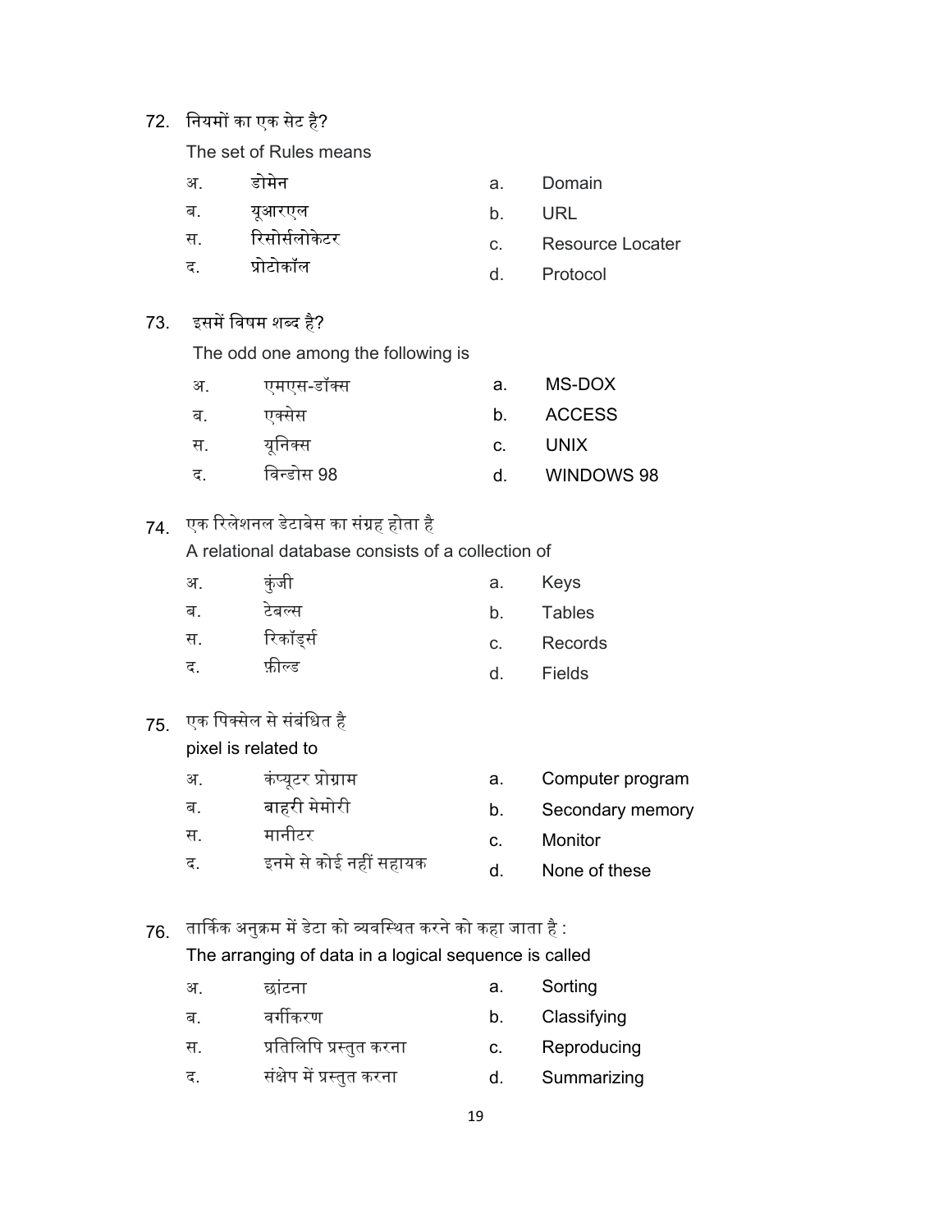72. नियमों का एक सेट है?

The set of Rules means

| | | | |
|---|---|---|---|
| अ. | डोमेन | a. | Domain |
| ब. | यूआरएल | b. | URL |
| स. | रिसोर्सलोकेटर | c. | Resource Locater |
| द. | प्रोटोकॉल | d. | Protocol |

73. इसमें विषम शब्द है?

The odd one among the following is

| | | | |
|---|---|---|---|
| अ. | एमएस-डॉक्स | a. | MS-DOX |
| ब. | एक्सेस | b. | ACCESS |
| स. | यूनिक्स | c. | UNIX |
| द. | विन्डोस 98 | d. | WINDOWS 98 |

74. एक रिलेशनल डेटाबेस का संग्रह होता है

A relational database consists of a collection of

| | | | |
|---|---|---|---|
| अ. | कुंजी | a. | Keys |
| ब. | टेबल्स | b. | Tables |
| स. | रिकॉर्ड्स | c. | Records |
| द. | फ़ील्ड | d. | Fields |

75. एक पिक्सेल से संबंधित है

pixel is related to

| | | | |
|---|---|---|---|
| अ. | कंप्यूटर प्रोग्राम | a. | Computer program |
| ब. | बाहरी मेमोरी | b. | Secondary memory |
| स. | मानीटर | c. | Monitor |
| द. | इनमे से कोई नहीं सहायक | d. | None of these |

76. तार्किक अनुक्रम में डेटा को व्यवस्थित करने को कहा जाता है :

The arranging of data in a logical sequence is called

| | | | |
|---|---|---|---|
| अ. | छांटना | a. | Sorting |
| ब. | वर्गीकरण | b. | Classifying |
| स. | प्रतिलिपि प्रस्तुत करना | c. | Reproducing |
| द. | संक्षेप में प्रस्तुत करना | d. | Summarizing |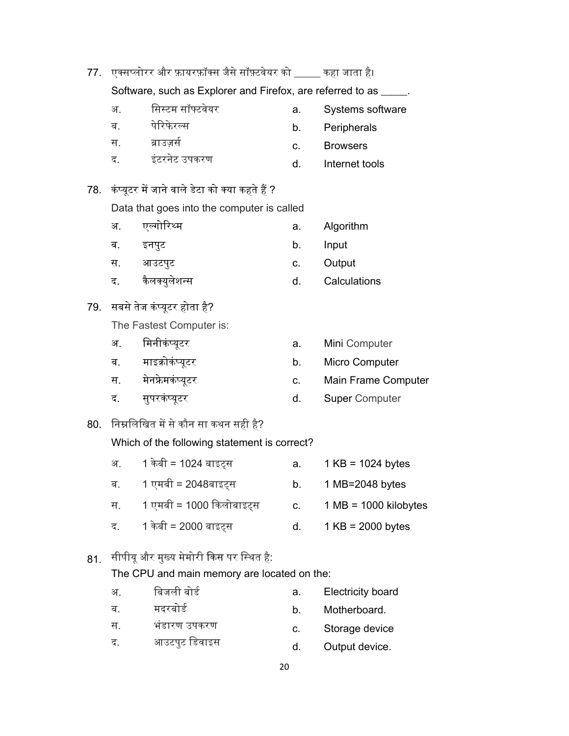77. एक्सप्लोरर और फ़ायरफ़ॉक्स जैसे सॉफ़्टवेयर को _____ कहा जाता है।

Software, such as Explorer and Firefox, are referred to as _____.

| | | | |
|---|---|---|---|
| अ. | सिस्टम सॉफ्टवेयर | a. | Systems software |
| ब. | पेरिफेरल्स | b. | Peripherals |
| स. | ब्राउज़र्स | c. | Browsers |
| द. | इंटरनेट उपकरण | d. | Internet tools |

78. कंप्यूटर में जाने वाले डेटा को क्या कहते हैं ?

Data that goes into the computer is called

| | | | |
|---|---|---|---|
| अ. | एल्गोरिथ्म | a. | Algorithm |
| ब. | इनपुट | b. | Input |
| स. | आउटपुट | c. | Output |
| द. | कैलक्युलेशन्स | d. | Calculations |

79. सबसे तेज कंप्यूटर होता है?

The Fastest Computer is:

| | | | |
|---|---|---|---|
| अ. | मिनीकंप्यूटर | a. | Mini Computer |
| ब. | माइक्रोकंप्यूटर | b. | Micro Computer |
| स. | मेनफ्रेमकंप्यूटर | c. | Main Frame Computer |
| द. | सुपरकंप्यूटर | d. | Super Computer |

80. निम्नलिखित में से कौन सा कथन सही है?

Which of the following statement is correct?

| | | | |
|---|---|---|---|
| अ. | 1 केबी = 1024 बाइट्स | a. | 1 KB = 1024 bytes |
| ब. | 1 एमबी = 2048बाइट्स | b. | 1 MB=2048 bytes |
| स. | 1 एमबी = 1000 किलोबाइट्स | c. | 1 MB = 1000 kilobytes |
| द. | 1 केबी = 2000 बाइट्स | d. | 1 KB = 2000 bytes |

81. सीपीयू और मुख्य मेमोरी किस पर स्थित है:

The CPU and main memory are located on the:

| | | | |
|---|---|---|---|
| अ. | बिजली बोर्ड | a. | Electricity board |
| ब. | मदरबोर्ड | b. | Motherboard. |
| स. | भंडारण उपकरण | c. | Storage device |
| द. | आउटपुट डिवाइस | d. | Output device. |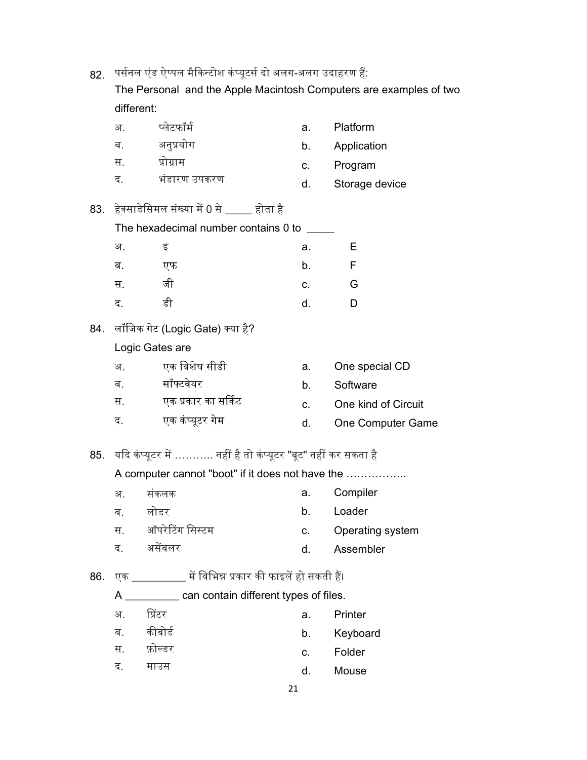82. पर्सनल एंड ऐप्पल मैकिन्टोश कंप्यूटर्स दो अलग-अलग उदाहरण हैं:

The Personal and the Apple Macintosh Computers are examples of two different:

| | | | |
|---|---|---|---|
| अ. | प्लेटफॉर्म | a. | Platform |
| ब. | अनुप्रयोग | b. | Application |
| स. | प्रोग्राम | c. | Program |
| द. | भंडारण उपकरण | d. | Storage device |

83. हेक्साडेसिमल संख्या में 0 से _____ होता है

The hexadecimal number contains 0 to _____

| | | | |
|---|---|---|---|
| अ. | इ | a. | E |
| ब. | एफ | b. | F |
| स. | जी | c. | G |
| द. | डी | d. | D |

84. लॉजिक गेट (Logic Gate) क्या है?

Logic Gates are

| | | | |
|---|---|---|---|
| अ. | एक विशेष सीडी | a. | One special CD |
| ब. | सॉफ्टवेयर | b. | Software |
| स. | एक प्रकार का सर्किट | c. | One kind of Circuit |
| द. | एक कंप्यूटर गेम | d. | One Computer Game |

85. यदि कंप्यूटर में ……….. नहीं है तो कंप्यूटर "बूट" नहीं कर सकता है

A computer cannot "boot" if it does not have the ……………..

| | | | |
|---|---|---|---|
| अ. | संकलक | a. | Compiler |
| ब. | लोडर | b. | Loader |
| स. | ऑपरेटिंग सिस्टम | c. | Operating system |
| द. | असेंबलर | d. | Assembler |

86. एक _________ में विभिन्न प्रकार की फाइलें हो सकती हैं।

A _________ can contain different types of files.

| | | | |
|---|---|---|---|
| अ. | प्रिंटर | a. | Printer |
| ब. | कीबोर्ड | b. | Keyboard |
| स. | फ़ोल्डर | c. | Folder |
| द. | माउस | d. | Mouse |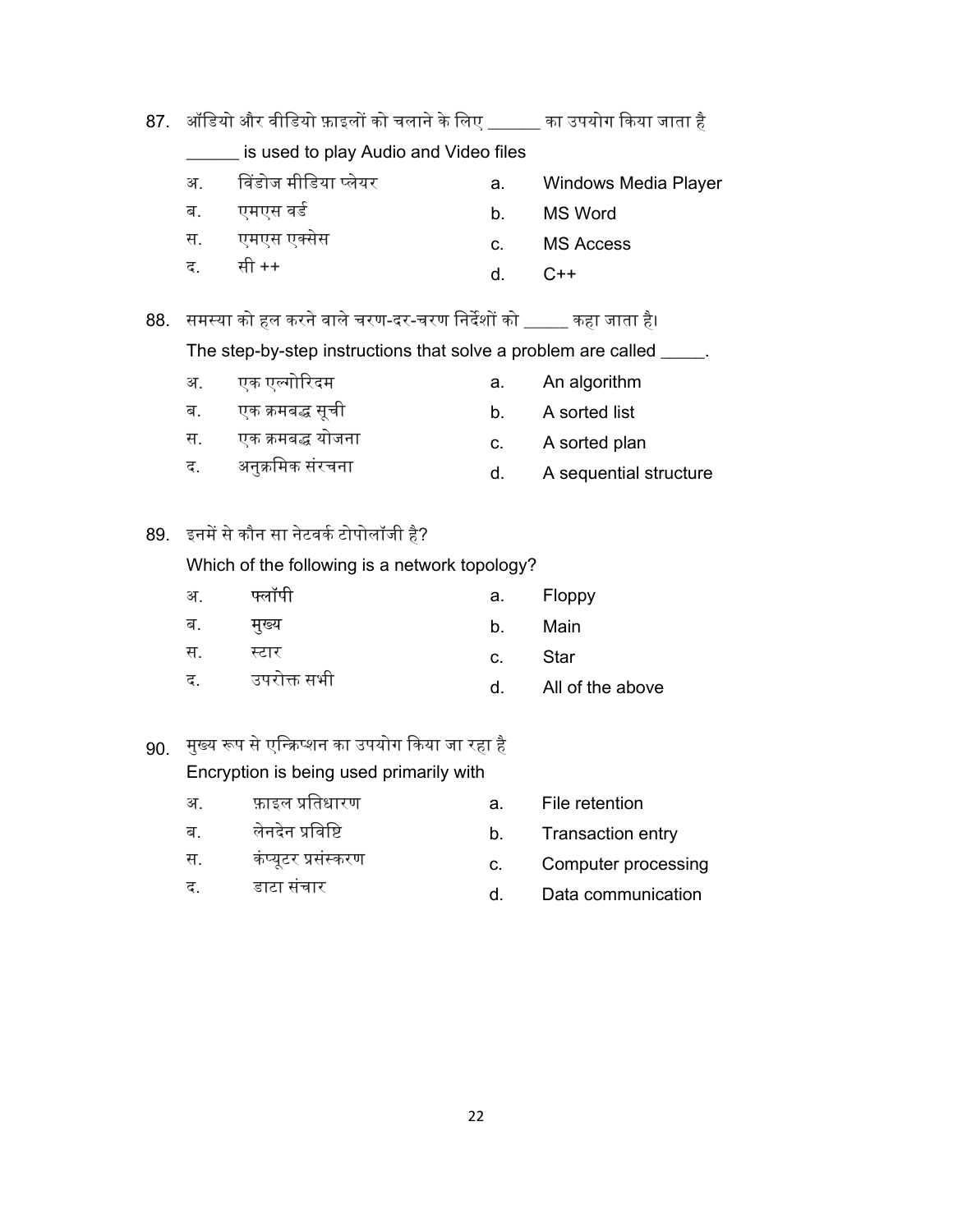87. ऑडियो और वीडियो फ़ाइलों को चलाने के लिए ______ का उपयोग किया जाता है

______ is used to play Audio and Video files

| | | | |
|---|---|---|---|
| अ. | विंडोज मीडिया प्लेयर | a. | Windows Media Player |
| ब. | एमएस वर्ड | b. | MS Word |
| स. | एमएस एक्सेस | c. | MS Access |
| द. | सी ++ | d. | C++ |

88. समस्या को हल करने वाले चरण-दर-चरण निर्देशों को _____ कहा जाता है।

The step-by-step instructions that solve a problem are called _____.

| | | | |
|---|---|---|---|
| अ. | एक एल्गोरिदम | a. | An algorithm |
| ब. | एक क्रमबद्ध सूची | b. | A sorted list |
| स. | एक क्रमबद्ध योजना | c. | A sorted plan |
| द. | अनुक्रमिक संरचना | d. | A sequential structure |

89. इनमें से कौन सा नेटवर्क टोपोलॉजी है?

Which of the following is a network topology?

| | | | |
|---|---|---|---|
| अ. | फ्लॉपी | a. | Floppy |
| ब. | मुख्य | b. | Main |
| स. | स्टार | c. | Star |
| द. | उपरोक्त सभी | d. | All of the above |

90. मुख्य रूप से एन्क्रिप्शन का उपयोग किया जा रहा है

Encryption is being used primarily with

| | | | |
|---|---|---|---|
| अ. | फ़ाइल प्रतिधारण | a. | File retention |
| ब. | लेनदेन प्रविष्टि | b. | Transaction entry |
| स. | कंप्यूटर प्रसंस्करण | c. | Computer processing |
| द. | डाटा संचार | d. | Data communication |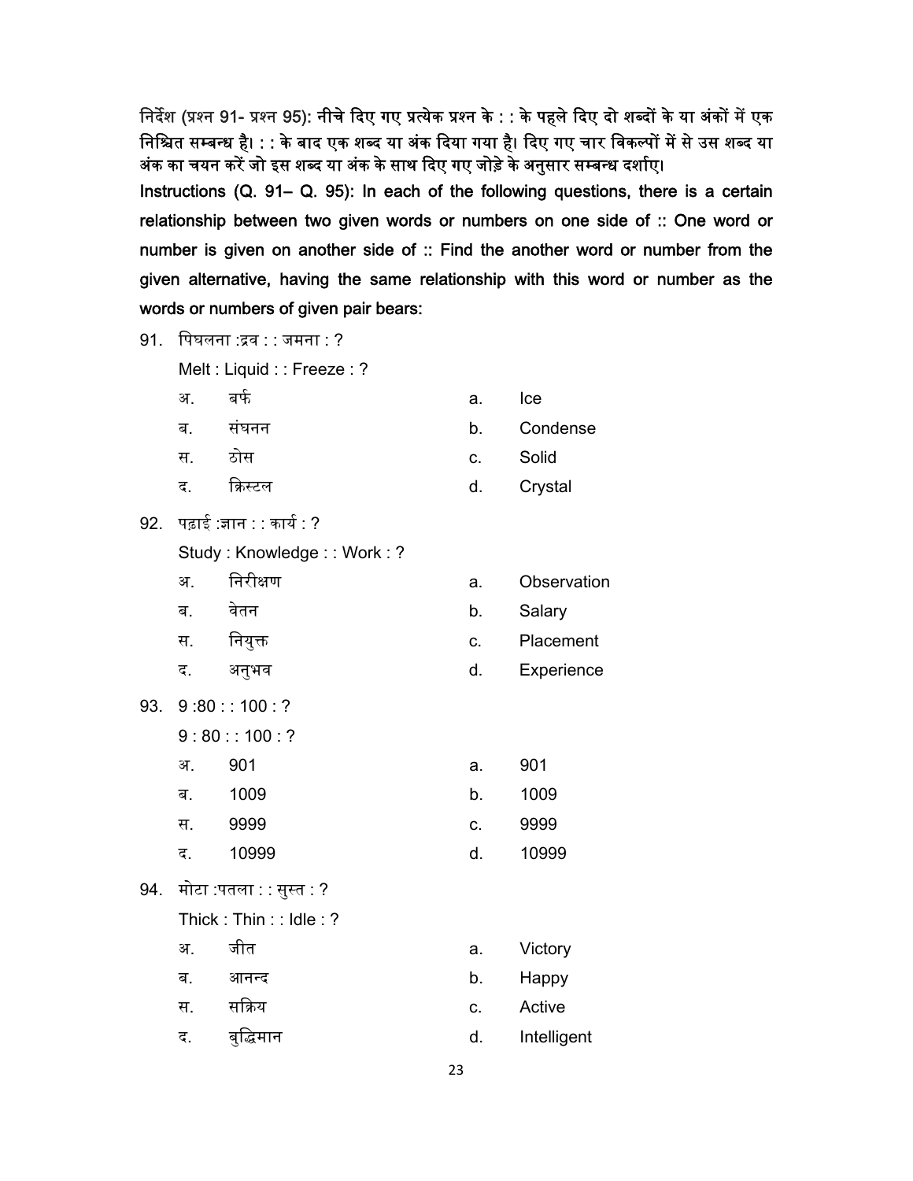**निर्देश (प्रश्न 91- प्रश्न 95): नीचे दिए गए प्रत्येक प्रश्न के : : के पहले दिए दो शब्दों के या अंकों में एक निश्चित सम्बन्ध है। : : के बाद एक शब्द या अंक दिया गया है। दिए गए चार विकल्पों में से उस शब्द या अंक का चयन करें जो इस शब्द या अंक के साथ दिए गए जोड़े के अनुसार सम्बन्ध दर्शाए।**

**Instructions (Q. 91– Q. 95): In each of the following questions, there is a certain relationship between two given words or numbers on one side of :: One word or number is given on another side of :: Find the another word or number from the given alternative, having the same relationship with this word or number as the words or numbers of given pair bears:**

91. पिघलना :द्रव : : जमना : ?

    Melt : Liquid : : Freeze : ?

    | | | | |
    |---|---|---|---|
    | अ. | बर्फ | a. | Ice |
    | ब. | संघनन | b. | Condense |
    | स. | ठोस | c. | Solid |
    | द. | क्रिस्टल | d. | Crystal |

92. पढ़ाई :ज्ञान : : कार्य : ?

    Study : Knowledge : : Work : ?

    | | | | |
    |---|---|---|---|
    | अ. | निरीक्षण | a. | Observation |
    | ब. | वेतन | b. | Salary |
    | स. | नियुक्त | c. | Placement |
    | द. | अनुभव | d. | Experience |

93. 9 :80 : : 100 : ?

    9 : 80 : : 100 : ?

    | | | | |
    |---|---|---|---|
    | अ. | 901 | a. | 901 |
    | ब. | 1009 | b. | 1009 |
    | स. | 9999 | c. | 9999 |
    | द. | 10999 | d. | 10999 |

94. मोटा :पतला : : सुस्त : ?

    Thick : Thin : : Idle : ?

    | | | | |
    |---|---|---|---|
    | अ. | जीत | a. | Victory |
    | ब. | आनन्द | b. | Happy |
    | स. | सक्रिय | c. | Active |
    | द. | बुद्धिमान | d. | Intelligent |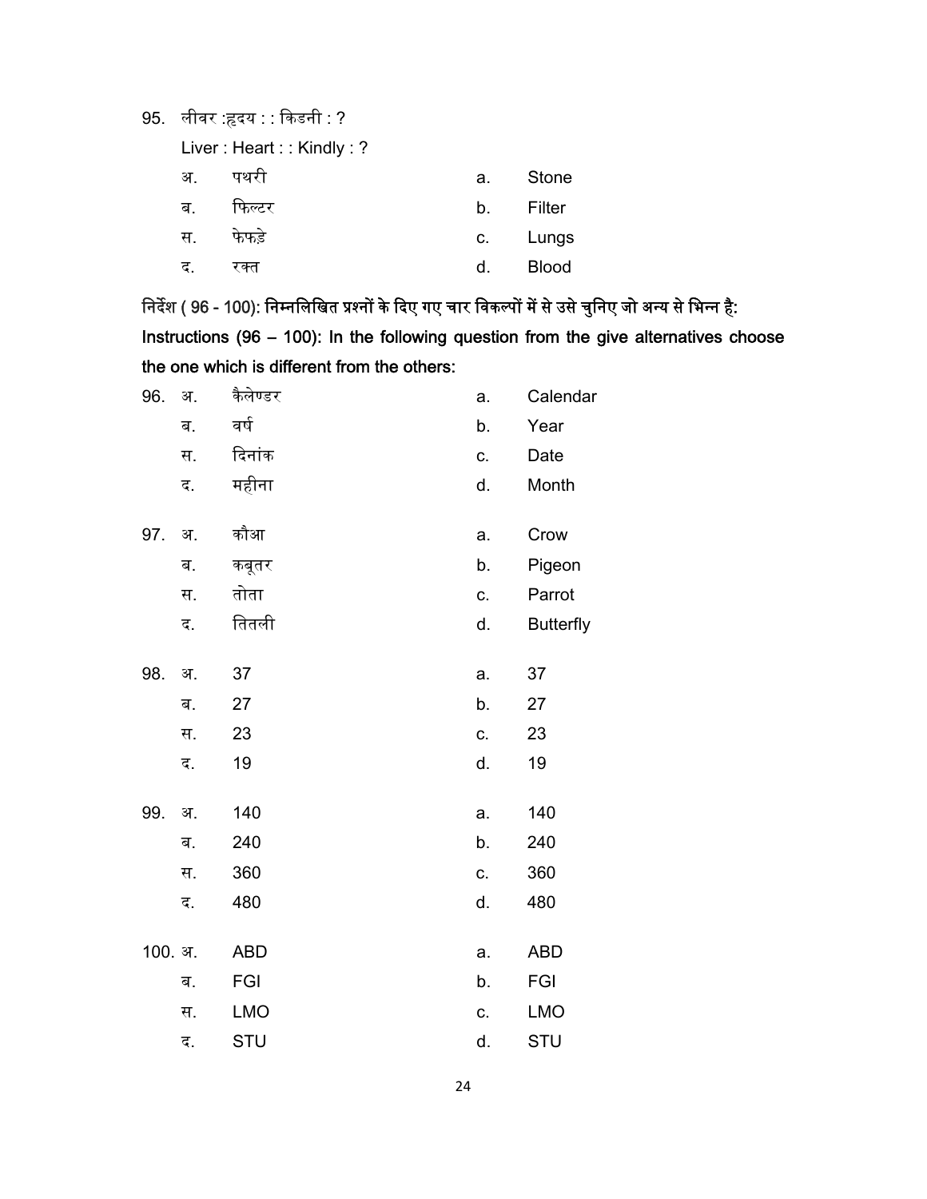95. लीवर :हृदय : : किडनी : ?

Liver : Heart : : Kindly : ?

| | | | |
|---|---|---|---|
| अ. | पथरी | a. | Stone |
| ब. | फिल्टर | b. | Filter |
| स. | फेफड़े | c. | Lungs |
| द. | रक्त | d. | Blood |

**निर्देश ( 96 - 100): निम्नलिखित प्रश्नों के दिए गए चार विकल्पों में से उसे चुनिए जो अन्य से भिन्न है:**

**Instructions (96 – 100): In the following question from the give alternatives choose the one which is different from the others:**

96.

| | | | |
|---|---|---|---|
| अ. | कैलेण्डर | a. | Calendar |
| ब. | वर्ष | b. | Year |
| स. | दिनांक | c. | Date |
| द. | महीना | d. | Month |

97.

| | | | |
|---|---|---|---|
| अ. | कौआ | a. | Crow |
| ब. | कबूतर | b. | Pigeon |
| स. | तोता | c. | Parrot |
| द. | तितली | d. | Butterfly |

98.

| | | | |
|---|---|---|---|
| अ. | 37 | a. | 37 |
| ब. | 27 | b. | 27 |
| स. | 23 | c. | 23 |
| द. | 19 | d. | 19 |

99.

| | | | |
|---|---|---|---|
| अ. | 140 | a. | 140 |
| ब. | 240 | b. | 240 |
| स. | 360 | c. | 360 |
| द. | 480 | d. | 480 |

100.

| | | | |
|---|---|---|---|
| अ. | ABD | a. | ABD |
| ब. | FGI | b. | FGI |
| स. | LMO | c. | LMO |
| द. | STU | d. | STU |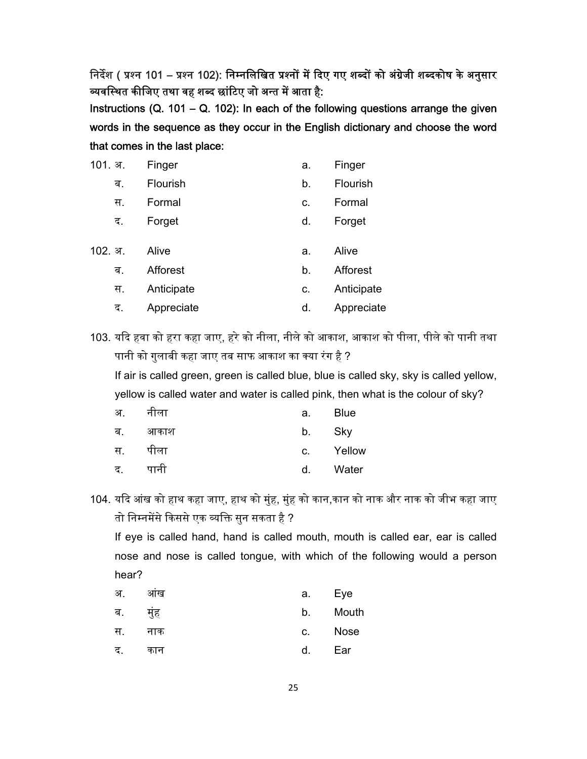**निर्देश ( प्रश्न 101 – प्रश्न 102): निम्नलिखित प्रश्नों में दिए गए शब्दों को अंग्रेजी शब्दकोष के अनुसार व्यवस्थित कीजिए तथा वह शब्द छांटिए जो अन्त में आता है:**

**Instructions (Q. 101 – Q. 102): In each of the following questions arrange the given words in the sequence as they occur in the English dictionary and choose the word that comes in the last place:**

101\.
अ. Finger
ब. Flourish
स. Formal
द. Forget

a. Finger
b. Flourish
c. Formal
d. Forget

102\.
अ. Alive
ब. Afforest
स. Anticipate
द. Appreciate

a. Alive
b. Afforest
c. Anticipate
d. Appreciate

103\. यदि हवा को हरा कहा जाए, हरे को नीला, नीले को आकाश, आकाश को पीला, पीले को पानी तथा पानी को गुलाबी कहा जाए तब साफ आकाश का क्या रंग है ?

If air is called green, green is called blue, blue is called sky, sky is called yellow, yellow is called water and water is called pink, then what is the colour of sky?

अ. नीला
ब. आकाश
स. पीला
द. पानी

a. Blue
b. Sky
c. Yellow
d. Water

104\. यदि आंख को हाथ कहा जाए, हाथ को मुंह, मुंह को कान,कान को नाक और नाक को जीभ कहा जाए तो निम्नमेंसे किससे एक व्यक्ति सुन सकता है ?

If eye is called hand, hand is called mouth, mouth is called ear, ear is called nose and nose is called tongue, with which of the following would a person hear?

अ. आंख
ब. मुंह
स. नाक
द. कान

a. Eye
b. Mouth
c. Nose
d. Ear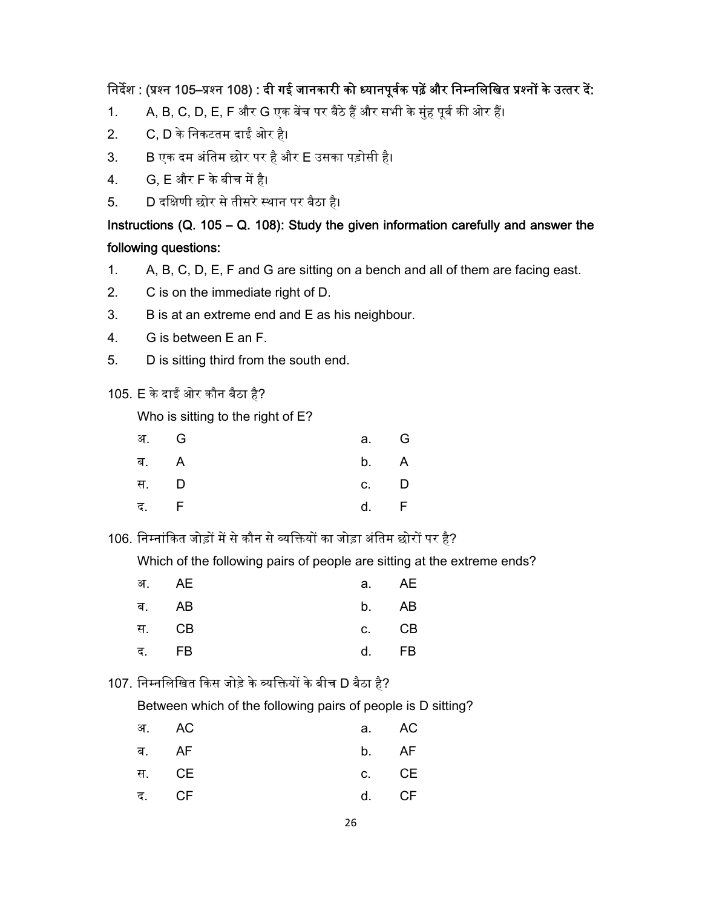**निर्देश : (प्रश्न 105–प्रश्न 108) : दी गई जानकारी को ध्यानपूर्वक पढ़ें और निम्नलिखित प्रश्नों के उत्तर दें:**

1. A, B, C, D, E, F और G एक बेंच पर बैठे हैं और सभी के मुंह पूर्व की ओर हैं।
2. C, D के निकटतम दाईं ओर है।
3. B एक दम अंतिम छोर पर है और E उसका पड़ोसी है।
4. G, E और F के बीच में है।
5. D दक्षिणी छोर से तीसरे स्थान पर बैठा है।

**Instructions (Q. 105 – Q. 108): Study the given information carefully and answer the following questions:**

1. A, B, C, D, E, F and G are sitting on a bench and all of them are facing east.
2. C is on the immediate right of D.
3. B is at an extreme end and E as his neighbour.
4. G is between E an F.
5. D is sitting third from the south end.

105. E के दाईं ओर कौन बैठा है?

Who is sitting to the right of E?

| | | | |
|---|---|---|---|
| अ. | G | a. | G |
| ब. | A | b. | A |
| स. | D | c. | D |
| द. | F | d. | F |

106. निम्नांकित जोड़ों में से कौन से व्यक्तियों का जोड़ा अंतिम छोरों पर है?

Which of the following pairs of people are sitting at the extreme ends?

| | | | |
|---|---|---|---|
| अ. | AE | a. | AE |
| ब. | AB | b. | AB |
| स. | CB | c. | CB |
| द. | FB | d. | FB |

107. निम्नलिखित किस जोड़े के व्यक्तियों के बीच D बैठा है?

Between which of the following pairs of people is D sitting?

| | | | |
|---|---|---|---|
| अ. | AC | a. | AC |
| ब. | AF | b. | AF |
| स. | CE | c. | CE |
| द. | CF | d. | CF |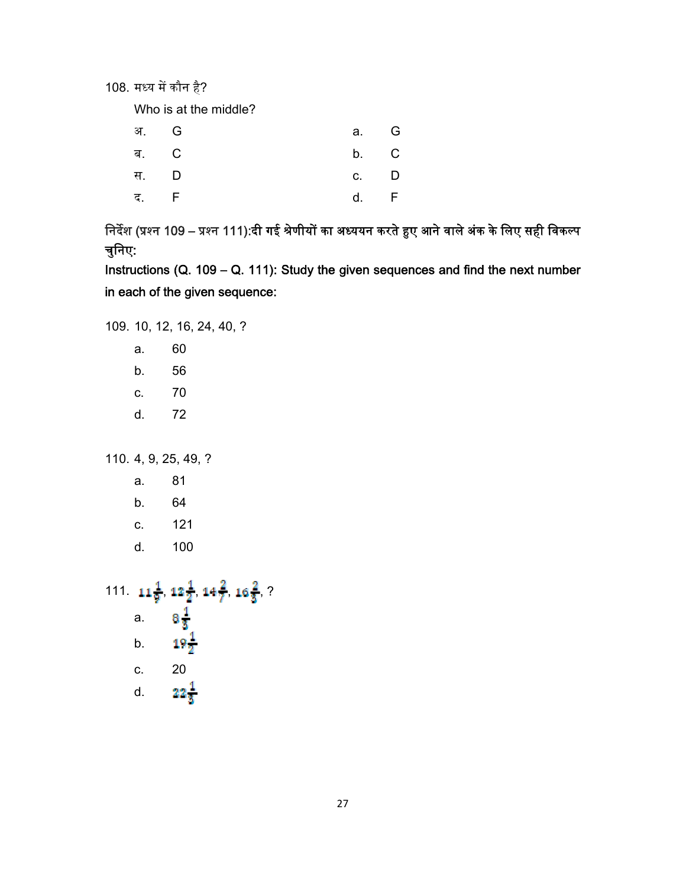108. मध्य में कौन है?

Who is at the middle?

| | | | |
|---|---|---|---|
| अ. | G | a. | G |
| ब. | C | b. | C |
| स. | D | c. | D |
| द. | F | d. | F |

निर्देश (प्रश्न 109 – प्रश्न 111):दी गई श्रेणीयों का अध्ययन करते हुए आने वाले अंक के लिए सही विकल्प चुनिए:

**Instructions (Q. 109 – Q. 111): Study the given sequences and find the next number in each of the given sequence:**

109. 10, 12, 16, 24, 40, ?

a. 60

b. 56

c. 70

d. 72

110. 4, 9, 25, 49, ?

a. 81

b. 64

c. 121

d. 100

111. $11\frac{1}{9}$, $12\frac{1}{2}$, $14\frac{2}{7}$, $16\frac{2}{3}$, ?

a. $8\frac{1}{3}$

b. $19\frac{1}{2}$

c. 20

d. $22\frac{1}{3}$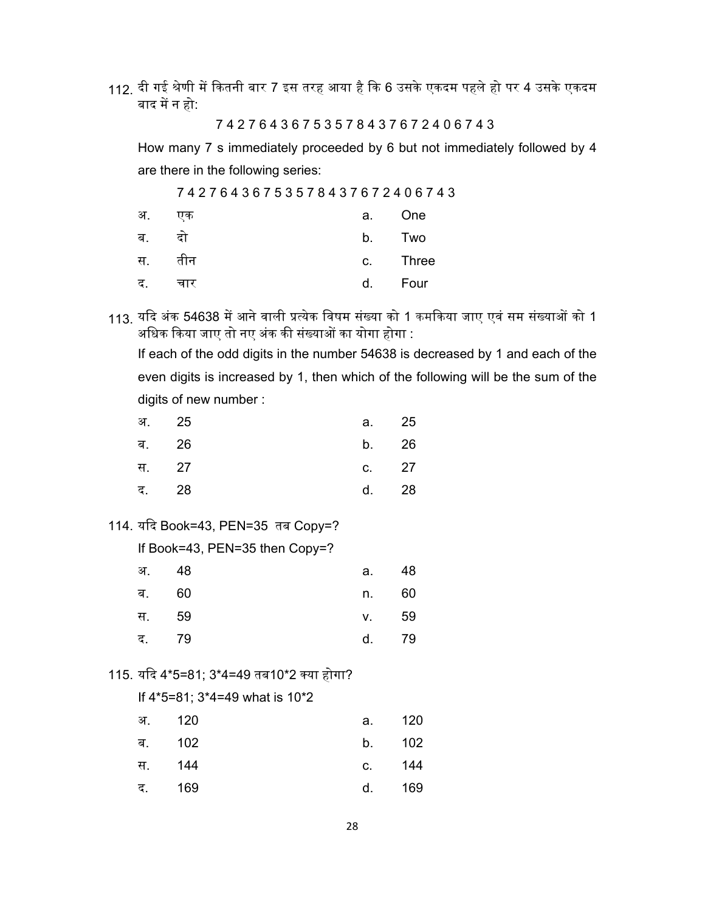112. दी गई श्रेणी में कितनी बार 7 इस तरह आया है कि 6 उसके एकदम पहले हो पर 4 उसके एकदम बाद में न हो:

7 4 2 7 6 4 3 6 7 5 3 5 7 8 4 3 7 6 7 2 4 0 6 7 4 3

How many 7 s immediately proceeded by 6 but not immediately followed by 4 are there in the following series:

7 4 2 7 6 4 3 6 7 5 3 5 7 8 4 3 7 6 7 2 4 0 6 7 4 3

| | | | |
|---|---|---|---|
| अ. | एक | a. | One |
| ब. | दो | b. | Two |
| स. | तीन | c. | Three |
| द. | चार | d. | Four |

113. यदि अंक 54638 में आने वाली प्रत्येक विषम संख्या को 1 कमकिया जाए एवं सम संख्याओं को 1 अधिक किया जाए तो नए अंक की संख्याओं का योगा होगा :

If each of the odd digits in the number 54638 is decreased by 1 and each of the even digits is increased by 1, then which of the following will be the sum of the digits of new number :

| | | | |
|---|---|---|---|
| अ. | 25 | a. | 25 |
| ब. | 26 | b. | 26 |
| स. | 27 | c. | 27 |
| द. | 28 | d. | 28 |

114. यदि Book=43, PEN=35 तब Copy=?

If Book=43, PEN=35 then Copy=?

| | | | |
|---|---|---|---|
| अ. | 48 | a. | 48 |
| ब. | 60 | n. | 60 |
| स. | 59 | v. | 59 |
| द. | 79 | d. | 79 |

115. यदि 4*5=81; 3*4=49 तब10*2 क्या होगा?

If 4*5=81; 3*4=49 what is 10*2

| | | | |
|---|---|---|---|
| अ. | 120 | a. | 120 |
| ब. | 102 | b. | 102 |
| स. | 144 | c. | 144 |
| द. | 169 | d. | 169 |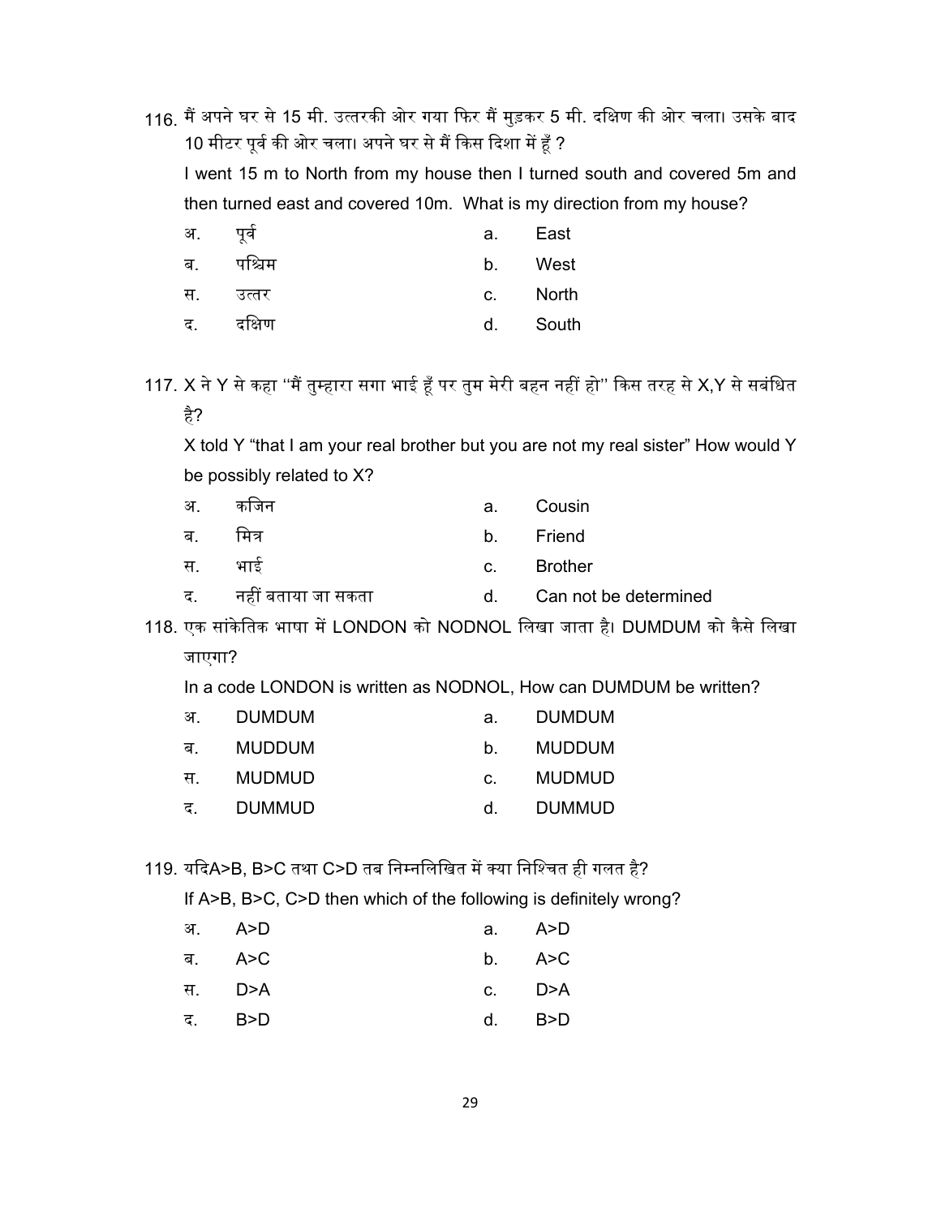116. मैं अपने घर से 15 मी. उत्तरकी ओर गया फिर मैं मुड़कर 5 मी. दक्षिण की ओर चला। उसके बाद 10 मीटर पूर्व की ओर चला। अपने घर से मैं किस दिशा में हूँ ?

I went 15 m to North from my house then I turned south and covered 5m and then turned east and covered 10m. What is my direction from my house?

| | | | |
|---|---|---|---|
| अ. | पूर्व | a. | East |
| ब. | पश्चिम | b. | West |
| स. | उत्तर | c. | North |
| द. | दक्षिण | d. | South |

117. X ने Y से कहा "मैं तुम्हारा सगा भाई हूँ पर तुम मेरी बहन नहीं हो" किस तरह से X,Y से सबंधित है?

X told Y "that I am your real brother but you are not my real sister" How would Y be possibly related to X?

| | | | |
|---|---|---|---|
| अ. | कजिन | a. | Cousin |
| ब. | मित्र | b. | Friend |
| स. | भाई | c. | Brother |
| द. | नहीं बताया जा सकता | d. | Can not be determined |

118. एक सांकेतिक भाषा में LONDON को NODNOL लिखा जाता है। DUMDUM को कैसे लिखा जाएगा?

In a code LONDON is written as NODNOL, How can DUMDUM be written?

| | | | |
|---|---|---|---|
| अ. | DUMDUM | a. | DUMDUM |
| ब. | MUDDUM | b. | MUDDUM |
| स. | MUDMUD | c. | MUDMUD |
| द. | DUMMUD | d. | DUMMUD |

119. यदिA>B, B>C तथा C>D तब निम्नलिखित में क्या निश्चित ही गलत है?

If A>B, B>C, C>D then which of the following is definitely wrong?

| | | | |
|---|---|---|---|
| अ. | A>D | a. | A>D |
| ब. | A>C | b. | A>C |
| स. | D>A | c. | D>A |
| द. | B>D | d. | B>D |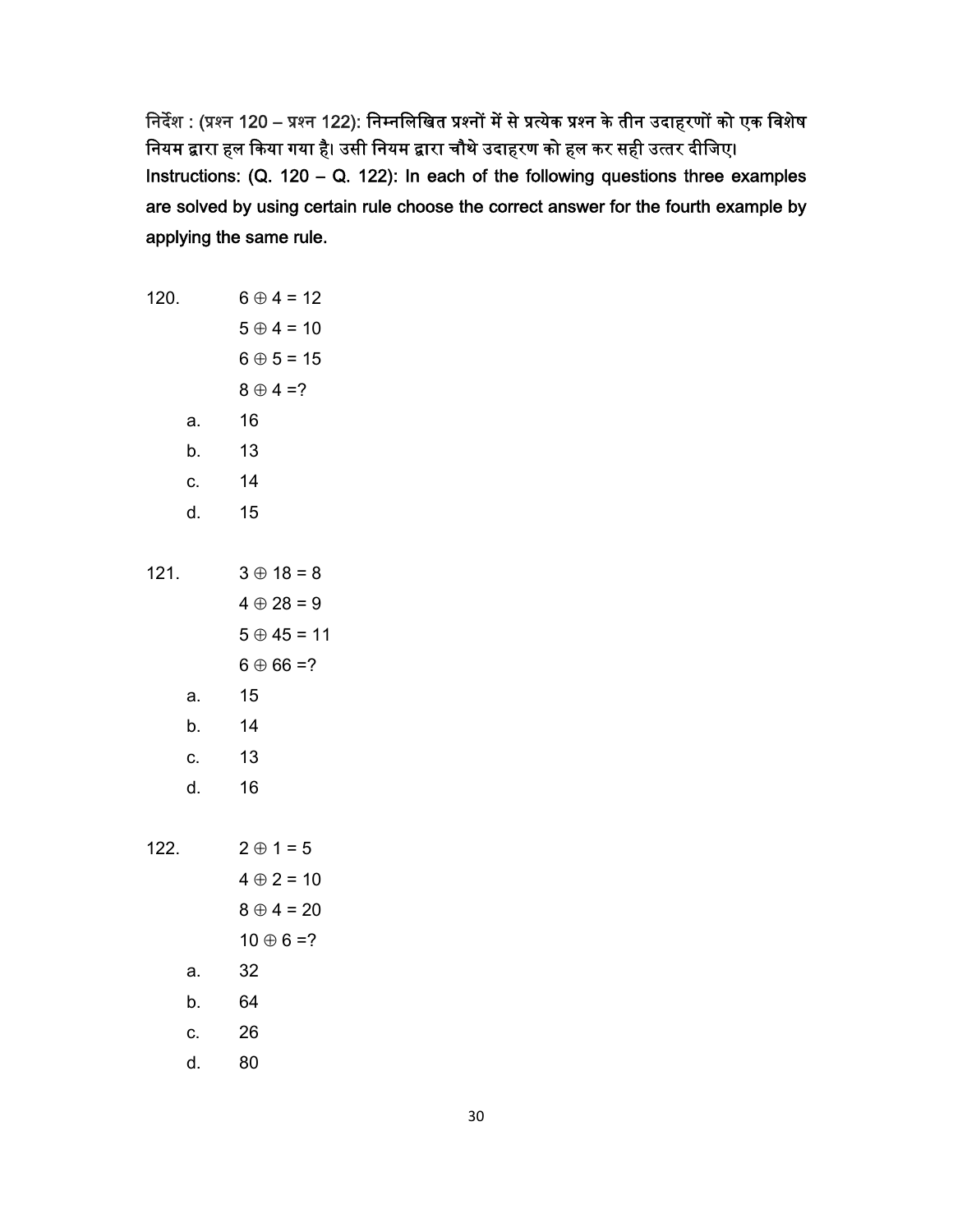निर्देश : (प्रश्न 120 – प्रश्न 122): निम्नलिखित प्रश्नों में से प्रत्येक प्रश्न के तीन उदाहरणों को एक विशेष नियम द्वारा हल किया गया है। उसी नियम द्वारा चौथे उदाहरण को हल कर सही उत्तर दीजिए।

**Instructions: (Q. 120 – Q. 122): In each of the following questions three examples are solved by using certain rule choose the correct answer for the fourth example by applying the same rule.**

120. $6 \oplus 4 = 12$

$5 \oplus 4 = 10$

$6 \oplus 5 = 15$

$8 \oplus 4 = ?$

a. 16
b. 13
c. 14
d. 15

121. $3 \oplus 18 = 8$

$4 \oplus 28 = 9$

$5 \oplus 45 = 11$

$6 \oplus 66 = ?$

a. 15
b. 14
c. 13
d. 16

122. $2 \oplus 1 = 5$

$4 \oplus 2 = 10$

$8 \oplus 4 = 20$

$10 \oplus 6 = ?$

a. 32
b. 64
c. 26
d. 80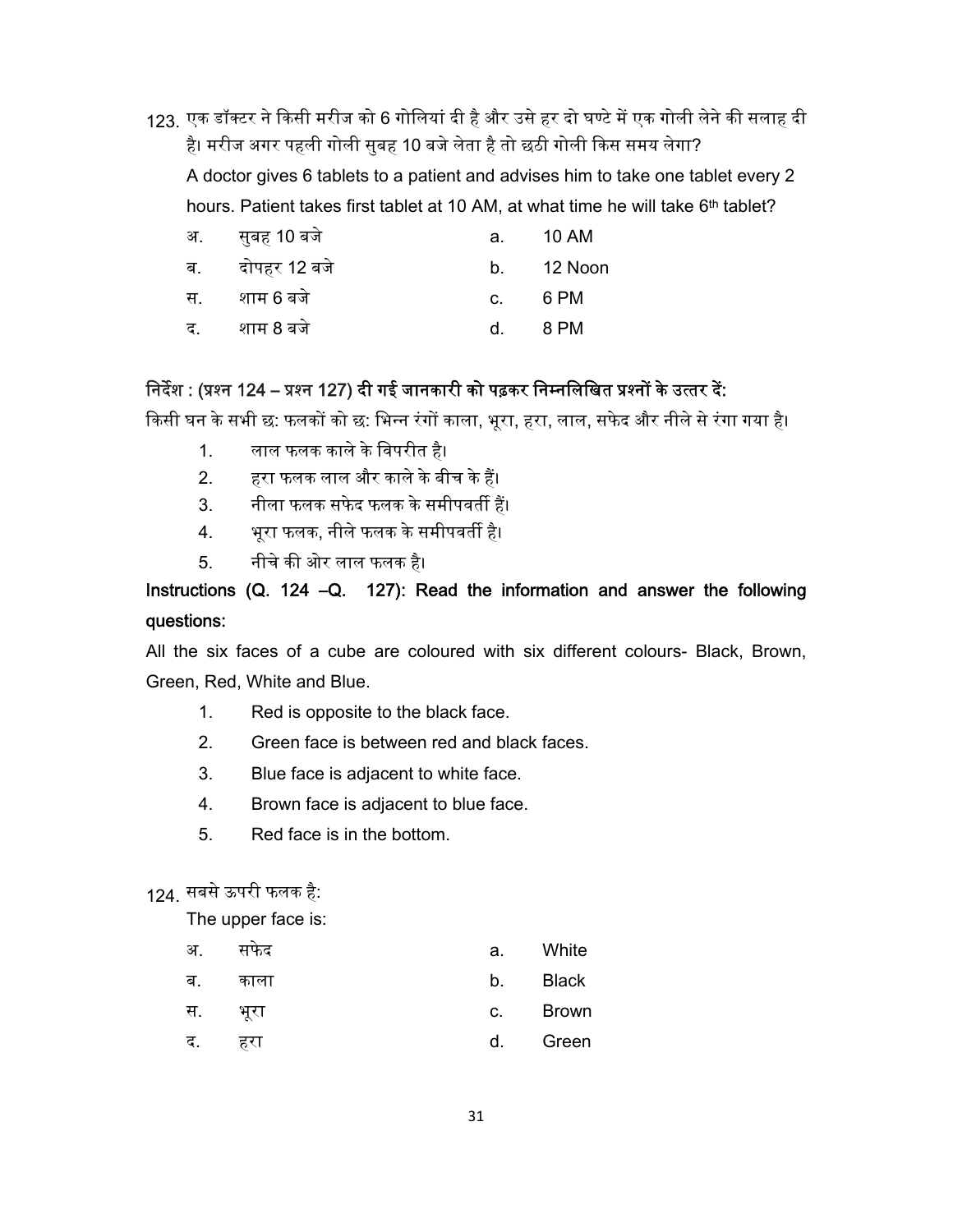123. एक डॉक्टर ने किसी मरीज को 6 गोलियां दी है और उसे हर दो घण्टे में एक गोली लेने की सलाह दी है। मरीज अगर पहली गोली सुबह 10 बजे लेता है तो छठी गोली किस समय लेगा?

A doctor gives 6 tablets to a patient and advises him to take one tablet every 2 hours. Patient takes first tablet at 10 AM, at what time he will take 6th tablet?

| | | | |
|---|---|---|---|
| अ. | सुबह 10 बजे | a. | 10 AM |
| ब. | दोपहर 12 बजे | b. | 12 Noon |
| स. | शाम 6 बजे | c. | 6 PM |
| द. | शाम 8 बजे | d. | 8 PM |

**निर्देश : (प्रश्न 124 – प्रश्न 127) दी गई जानकारी को पढ़कर निम्नलिखित प्रश्नों के उत्तर दें:**

किसी घन के सभी छः फलकों को छः भिन्न रंगों काला, भूरा, हरा, लाल, सफेद और नीले से रंगा गया है।

1. लाल फलक काले के विपरीत है।
2. हरा फलक लाल और काले के बीच के हैं।
3. नीला फलक सफेद फलक के समीपवर्ती हैं।
4. भूरा फलक, नीले फलक के समीपवर्ती है।
5. नीचे की ओर लाल फलक है।

**Instructions (Q. 124 –Q. 127): Read the information and answer the following questions:**

All the six faces of a cube are coloured with six different colours- Black, Brown, Green, Red, White and Blue.

1. Red is opposite to the black face.
2. Green face is between red and black faces.
3. Blue face is adjacent to white face.
4. Brown face is adjacent to blue face.
5. Red face is in the bottom.

124. सबसे ऊपरी फलक है:

The upper face is:

| | | | |
|---|---|---|---|
| अ. | सफेद | a. | White |
| ब. | काला | b. | Black |
| स. | भूरा | c. | Brown |
| द. | हरा | d. | Green |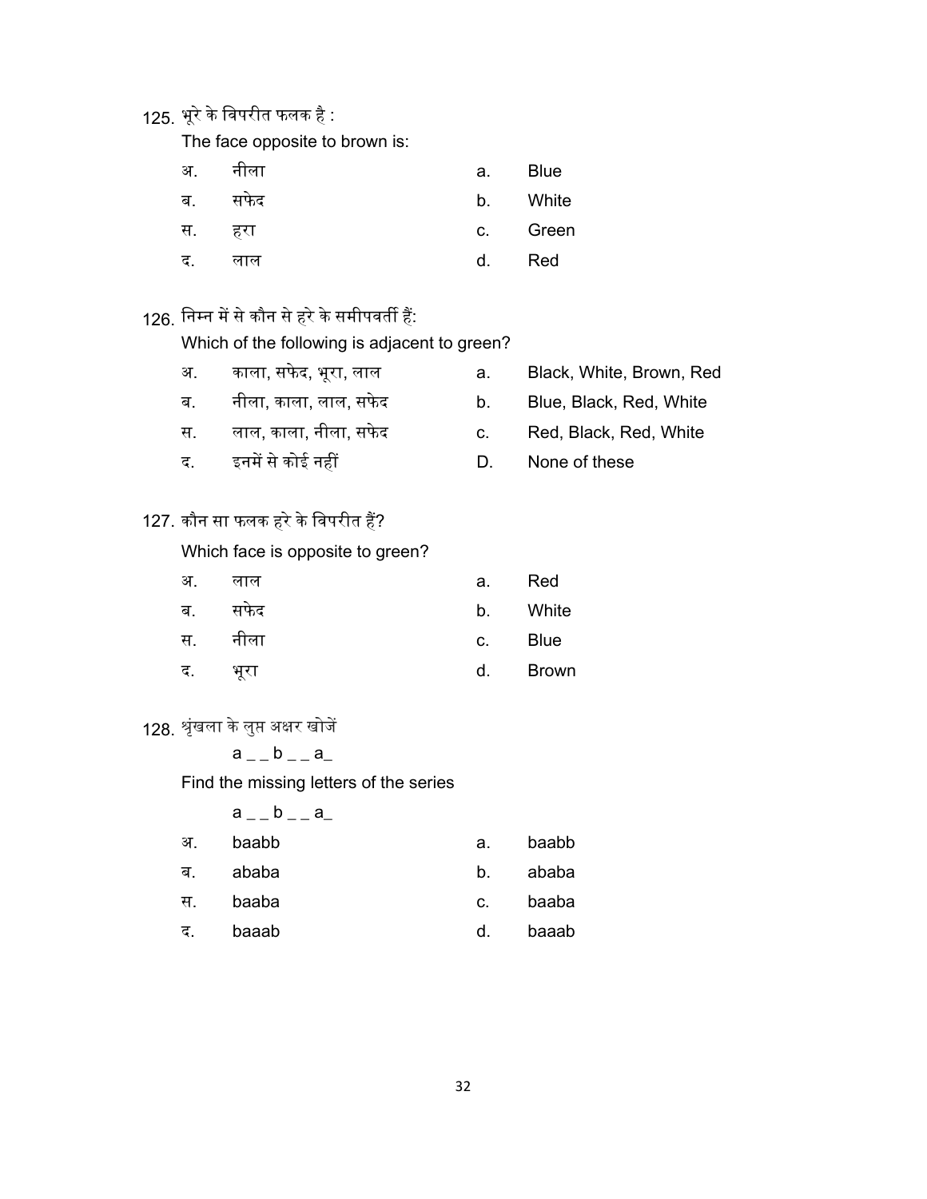125. भूरे के विपरीत फलक है :

The face opposite to brown is:

| | | | |
|---|---|---|---|
| अ. | नीला | a. | Blue |
| ब. | सफेद | b. | White |
| स. | हरा | c. | Green |
| द. | लाल | d. | Red |

126. निम्न में से कौन से हरे के समीपवर्ती हैं:

Which of the following is adjacent to green?

| | | | |
|---|---|---|---|
| अ. | काला, सफेद, भूरा, लाल | a. | Black, White, Brown, Red |
| ब. | नीला, काला, लाल, सफेद | b. | Blue, Black, Red, White |
| स. | लाल, काला, नीला, सफेद | c. | Red, Black, Red, White |
| द. | इनमें से कोई नहीं | D. | None of these |

127. कौन सा फलक हरे के विपरीत हैं?

Which face is opposite to green?

| | | | |
|---|---|---|---|
| अ. | लाल | a. | Red |
| ब. | सफेद | b. | White |
| स. | नीला | c. | Blue |
| द. | भूरा | d. | Brown |

128. श्रृंखला के लुप्त अक्षर खोजें

a _ _ b _ _ a_

Find the missing letters of the series

a _ _ b _ _ a_

| | | | |
|---|---|---|---|
| अ. | baabb | a. | baabb |
| ब. | ababa | b. | ababa |
| स. | baaba | c. | baaba |
| द. | baaab | d. | baaab |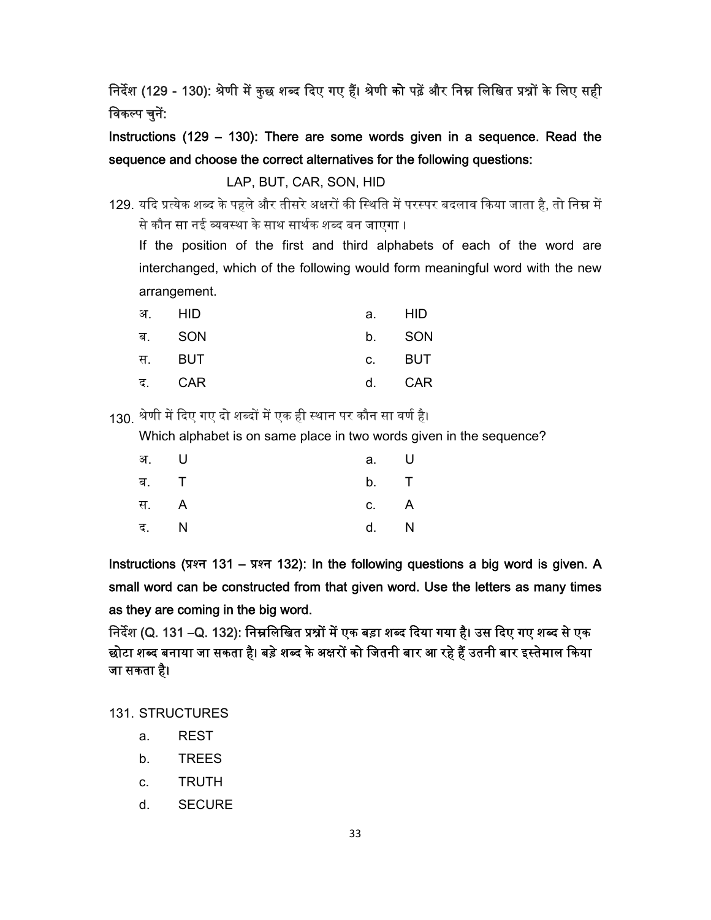**निर्देश (129 - 130): श्रेणी में कुछ शब्द दिए गए हैं। श्रेणी को पढ़ें और निम्न लिखित प्रश्नों के लिए सही विकल्प चुनें:**

**Instructions (129 – 130): There are some words given in a sequence. Read the sequence and choose the correct alternatives for the following questions:**

LAP, BUT, CAR, SON, HID

129. यदि प्रत्येक शब्द के पहले और तीसरे अक्षरों की स्थिति में परस्पर बदलाव किया जाता है, तो निम्न में से कौन सा नई व्यवस्था के साथ सार्थक शब्द बन जाएगा ।

If the position of the first and third alphabets of each of the word are interchanged, which of the following would form meaningful word with the new arrangement.

| | | | |
|---|---|---|---|
| अ. | HID | a. | HID |
| ब. | SON | b. | SON |
| स. | BUT | c. | BUT |
| द. | CAR | d. | CAR |

130. श्रेणी में दिए गए दो शब्दों में एक ही स्थान पर कौन सा वर्ण है।

Which alphabet is on same place in two words given in the sequence?

| | | | |
|---|---|---|---|
| अ. | U | a. | U |
| ब. | T | b. | T |
| स. | A | c. | A |
| द. | N | d. | N |

**Instructions (प्रश्न 131 – प्रश्न 132): In the following questions a big word is given. A small word can be constructed from that given word. Use the letters as many times as they are coming in the big word.**

**निर्देश (Q. 131 –Q. 132): निम्नलिखित प्रश्नों में एक बड़ा शब्द दिया गया है। उस दिए गए शब्द से एक छोटा शब्द बनाया जा सकता है। बड़े शब्द के अक्षरों को जितनी बार आ रहे हैं उतनी बार इस्तेमाल किया जा सकता है।**

131. STRUCTURES

a. REST

b. TREES

c. TRUTH

d. SECURE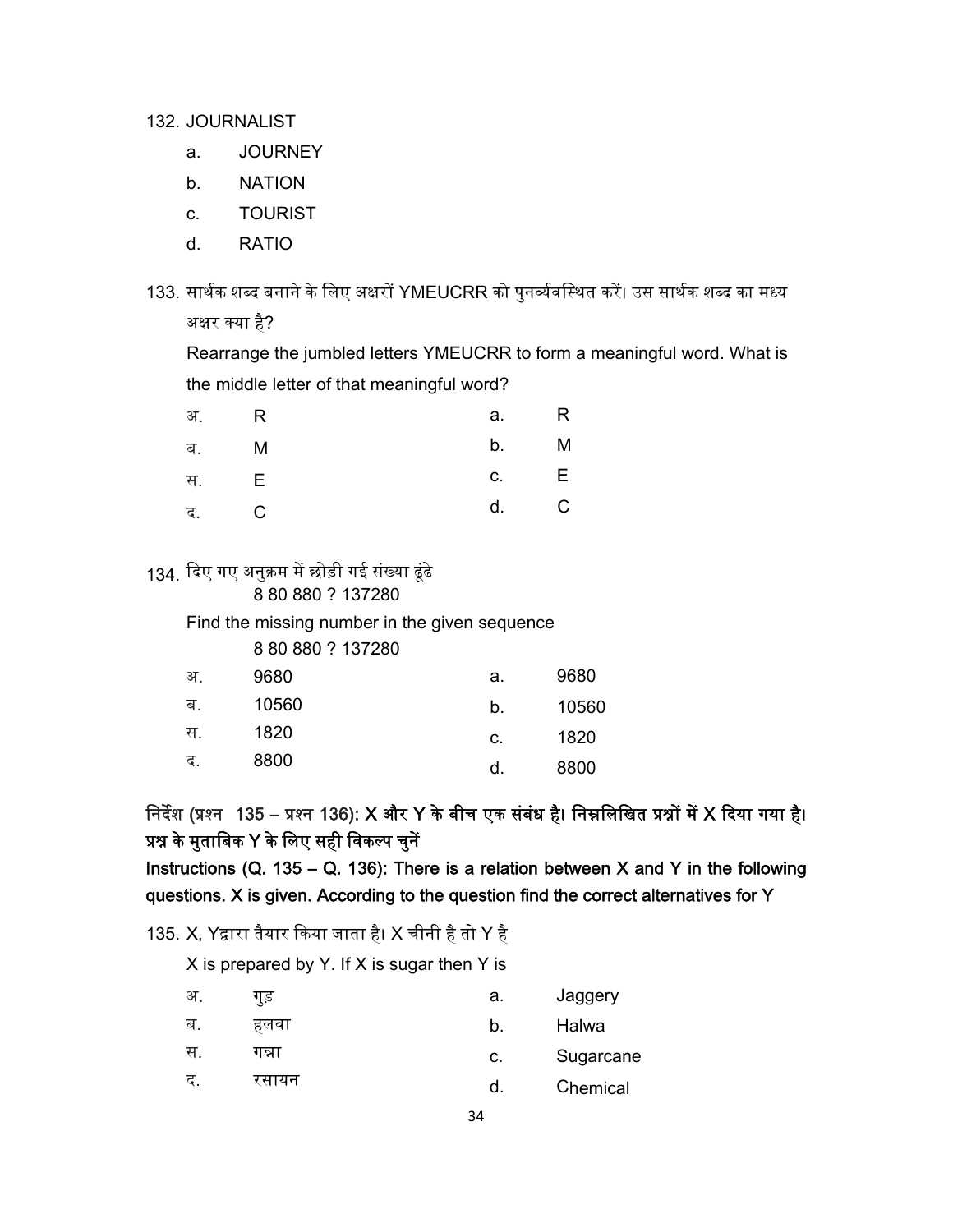132. JOURNALIST

a. JOURNEY

b. NATION

c. TOURIST

d. RATIO

133. सार्थक शब्द बनाने के लिए अक्षरों YMEUCRR को पुनर्व्यवस्थित करें। उस सार्थक शब्द का मध्य अक्षर क्या है?

Rearrange the jumbled letters YMEUCRR to form a meaningful word. What is the middle letter of that meaningful word?

| | | | |
|---|---|---|---|
| अ. | R | a. | R |
| ब. | M | b. | M |
| स. | E | c. | E |
| द. | C | d. | C |

134. दिए गए अनुक्रम में छोड़ी गई संख्या ढूंढे

8 80 880 ? 137280

Find the missing number in the given sequence

8 80 880 ? 137280

| | | | |
|---|---|---|---|
| अ. | 9680 | a. | 9680 |
| ब. | 10560 | b. | 10560 |
| स. | 1820 | c. | 1820 |
| द. | 8800 | d. | 8800 |

**निर्देश (प्रश्न 135 – प्रश्न 136): X और Y के बीच एक संबंध है। निम्नलिखित प्रश्नों में X दिया गया है। प्रश्न के मुताबिक Y के लिए सही विकल्प चुनें**

**Instructions (Q. 135 – Q. 136): There is a relation between X and Y in the following questions. X is given. According to the question find the correct alternatives for Y**

135. X, Yद्वारा तैयार किया जाता है। X चीनी है तो Y है

X is prepared by Y. If X is sugar then Y is

| | | | |
|---|---|---|---|
| अ. | गुड़ | a. | Jaggery |
| ब. | हलवा | b. | Halwa |
| स. | गन्ना | c. | Sugarcane |
| द. | रसायन | d. | Chemical |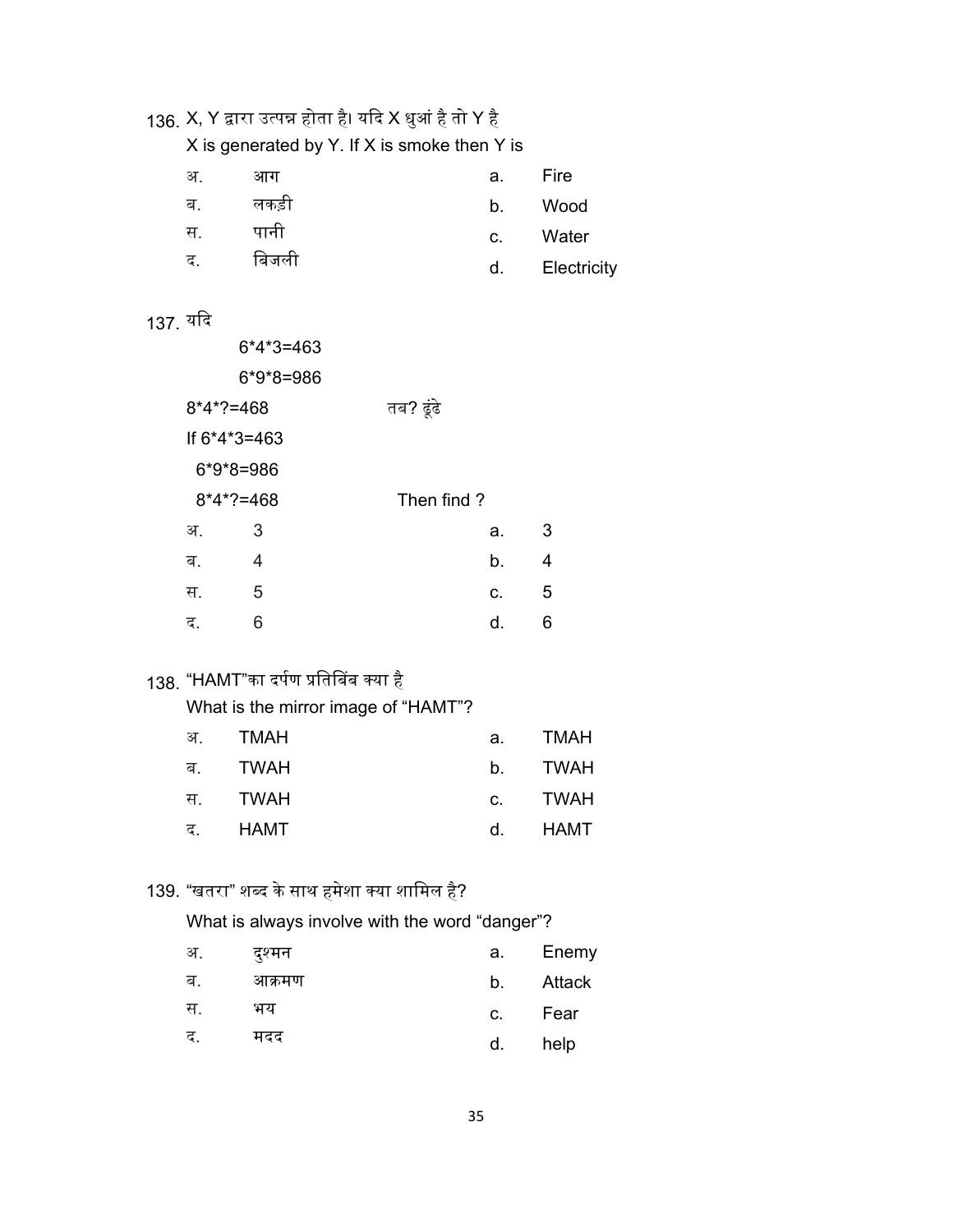136. X, Y द्वारा उत्पन्न होता है। यदि X धुआं है तो Y है

X is generated by Y. If X is smoke then Y is

| | | | |
|---|---|---|---|
| अ. | आग | a. | Fire |
| ब. | लकड़ी | b. | Wood |
| स. | पानी | c. | Water |
| द. | बिजली | d. | Electricity |

137. यदि

6*4*3=463

6*9*8=986

8*4*?=468 तब? ढूंढे

If 6*4*3=463

6*9*8=986

8*4*?=468 Then find ?

| | | | |
|---|---|---|---|
| अ. | 3 | a. | 3 |
| ब. | 4 | b. | 4 |
| स. | 5 | c. | 5 |
| द. | 6 | d. | 6 |

138. "HAMT"का दर्पण प्रतिबिंब क्या है

What is the mirror image of "HAMT"?

| | | | |
|---|---|---|---|
| अ. | TMAH | a. | TMAH |
| ब. | TWAH | b. | TWAH |
| स. | TWAH | c. | TWAH |
| द. | HAMT | d. | HAMT |

139. "खतरा" शब्द के साथ हमेशा क्या शामिल है?

What is always involve with the word "danger"?

| | | | |
|---|---|---|---|
| अ. | दुश्मन | a. | Enemy |
| ब. | आक्रमण | b. | Attack |
| स. | भय | c. | Fear |
| द. | मदद | d. | help |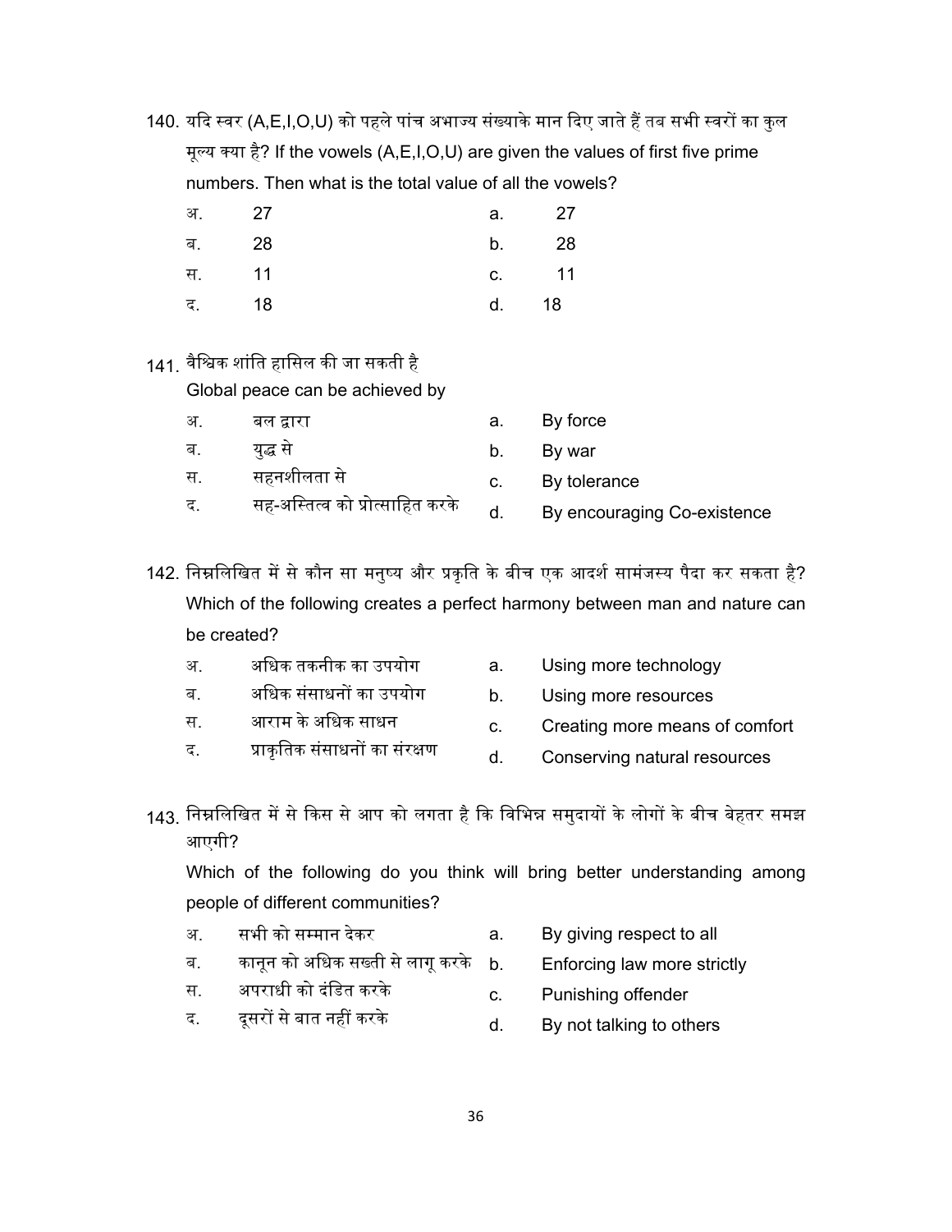140. यदि स्वर (A,E,I,O,U) को पहले पांच अभाज्य संख्याके मान दिए जाते हैं तब सभी स्वरों का कुल मूल्य क्या है? If the vowels (A,E,I,O,U) are given the values of first five prime numbers. Then what is the total value of all the vowels?

| | | | |
|---|---|---|---|
| अ. | 27 | a. | 27 |
| ब. | 28 | b. | 28 |
| स. | 11 | c. | 11 |
| द. | 18 | d. | 18 |

141. वैश्विक शांति हासिल की जा सकती है
Global peace can be achieved by

| | | | |
|---|---|---|---|
| अ. | बल द्वारा | a. | By force |
| ब. | युद्ध से | b. | By war |
| स. | सहनशीलता से | c. | By tolerance |
| द. | सह-अस्तित्व को प्रोत्साहित करके | d. | By encouraging Co-existence |

142. निम्नलिखित में से कौन सा मनुष्य और प्रकृति के बीच एक आदर्श सामंजस्य पैदा कर सकता है? Which of the following creates a perfect harmony between man and nature can be created?

| | | | |
|---|---|---|---|
| अ. | अधिक तकनीक का उपयोग | a. | Using more technology |
| ब. | अधिक संसाधनों का उपयोग | b. | Using more resources |
| स. | आराम के अधिक साधन | c. | Creating more means of comfort |
| द. | प्राकृतिक संसाधनों का संरक्षण | d. | Conserving natural resources |

143. निम्नलिखित में से किस से आप को लगता है कि विभिन्न समुदायों के लोगों के बीच बेहतर समझ आएगी?
Which of the following do you think will bring better understanding among people of different communities?

| | | | |
|---|---|---|---|
| अ. | सभी को सम्मान देकर | a. | By giving respect to all |
| ब. | कानून को अधिक सख्ती से लागू करके | b. | Enforcing law more strictly |
| स. | अपराधी को दंडित करके | c. | Punishing offender |
| द. | दूसरों से बात नहीं करके | d. | By not talking to others |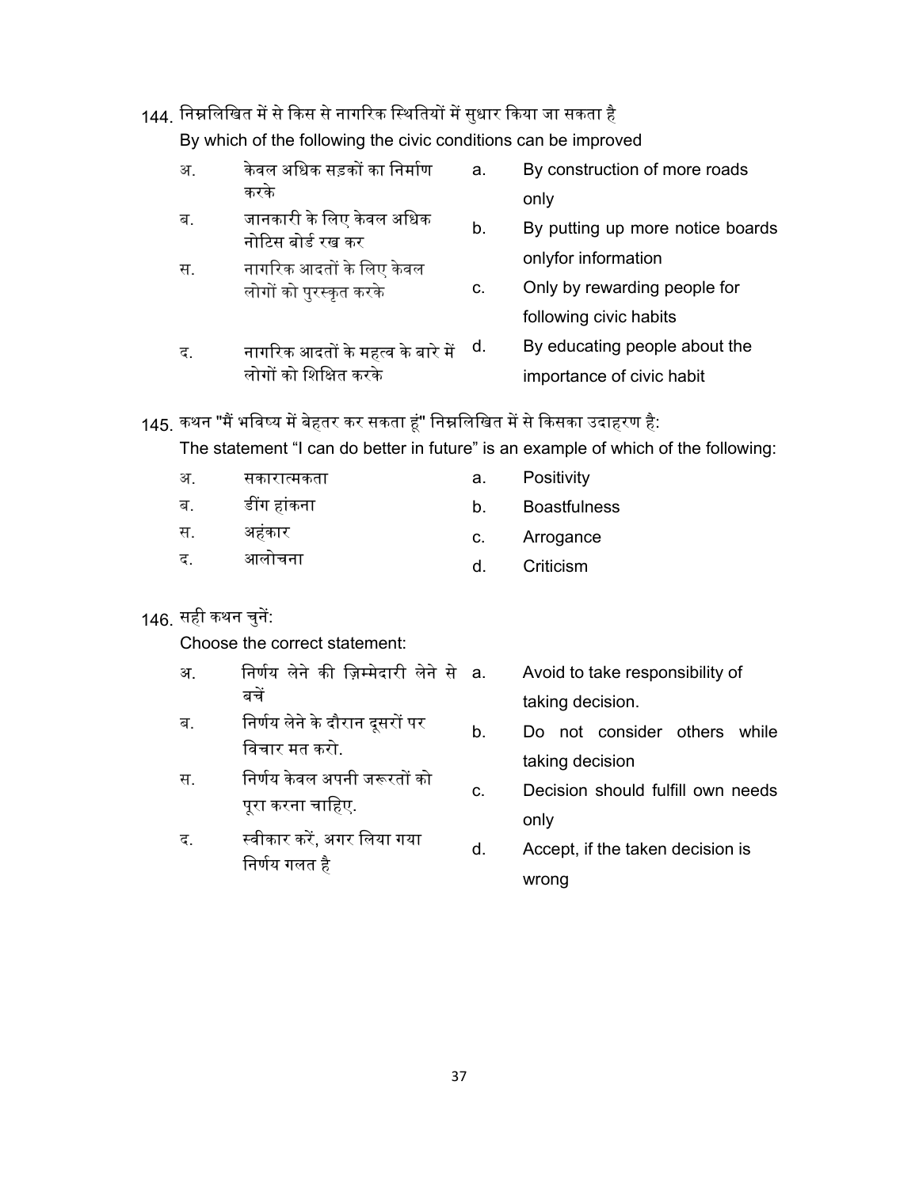144. निम्नलिखित में से किस से नागरिक स्थितियों में सुधार किया जा सकता है

By which of the following the civic conditions can be improved

| | | | |
|---|---|---|---|
| अ. | केवल अधिक सड़कों का निर्माण करके | a. | By construction of more roads only |
| ब. | जानकारी के लिए केवल अधिक नोटिस बोर्ड रख कर | b. | By putting up more notice boards onlyfor information |
| स. | नागरिक आदतों के लिए केवल लोगों को पुरस्कृत करके | c. | Only by rewarding people for following civic habits |
| द. | नागरिक आदतों के महत्व के बारे में लोगों को शिक्षित करके | d. | By educating people about the importance of civic habit |

145. कथन "मैं भविष्य में बेहतर कर सकता हूं" निम्नलिखित में से किसका उदाहरण है:

The statement "I can do better in future" is an example of which of the following:

| | | | |
|---|---|---|---|
| अ. | सकारात्मकता | a. | Positivity |
| ब. | डींग हांकना | b. | Boastfulness |
| स. | अहंकार | c. | Arrogance |
| द. | आलोचना | d. | Criticism |

146. सही कथन चुनें:

Choose the correct statement:

| | | | |
|---|---|---|---|
| अ. | निर्णय लेने की ज़िम्मेदारी लेने से बचें | a. | Avoid to take responsibility of taking decision. |
| ब. | निर्णय लेने के दौरान दूसरों पर विचार मत करो. | b. | Do not consider others while taking decision |
| स. | निर्णय केवल अपनी जरूरतों को पूरा करना चाहिए. | c. | Decision should fulfill own needs only |
| द. | स्वीकार करें, अगर लिया गया निर्णय गलत है | d. | Accept, if the taken decision is wrong |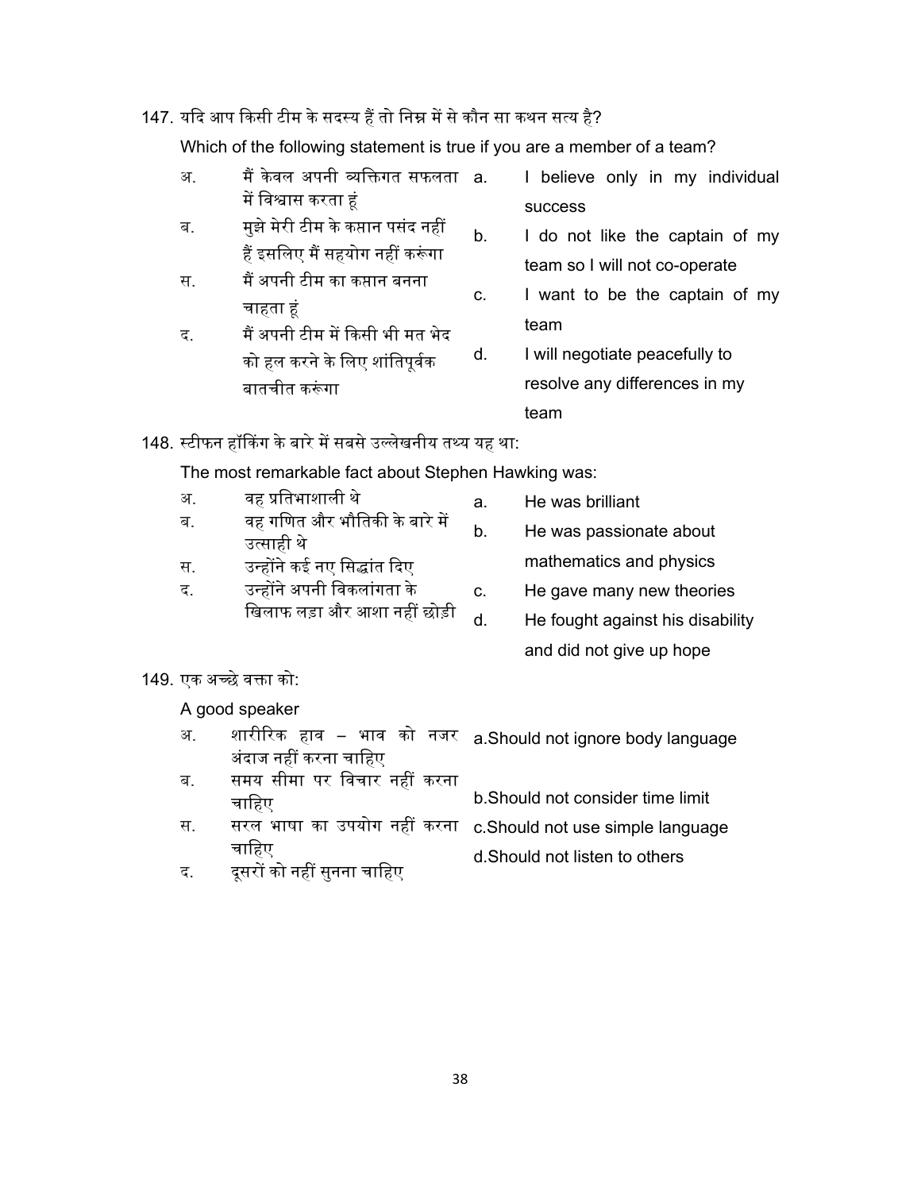147. यदि आप किसी टीम के सदस्य हैं तो निम्न में से कौन सा कथन सत्य है?

Which of the following statement is true if you are a member of a team?

| | | | |
|---|---|---|---|
| अ. | मैं केवल अपनी व्यक्तिगत सफलता में विश्वास करता हूं | a. | I believe only in my individual success |
| ब. | मुझे मेरी टीम के कप्तान पसंद नहीं हैं इसलिए मैं सहयोग नहीं करूंगा | b. | I do not like the captain of my team so I will not co-operate |
| स. | मैं अपनी टीम का कप्तान बनना चाहता हूं | c. | I want to be the captain of my team |
| द. | मैं अपनी टीम में किसी भी मत भेद को हल करने के लिए शांतिपूर्वक बातचीत करूंगा | d. | I will negotiate peacefully to resolve any differences in my team |

148. स्टीफन हॉकिंग के बारे में सबसे उल्लेखनीय तथ्य यह था:

The most remarkable fact about Stephen Hawking was:

| | | | |
|---|---|---|---|
| अ. | वह प्रतिभाशाली थे | a. | He was brilliant |
| ब. | वह गणित और भौतिकी के बारे में उत्साही थे | b. | He was passionate about mathematics and physics |
| स. | उन्होंने कई नए सिद्धांत दिए | c. | He gave many new theories |
| द. | उन्होंने अपनी विकलांगता के खिलाफ लड़ा और आशा नहीं छोड़ी | d. | He fought against his disability and did not give up hope |

149. एक अच्छे वक्ता को:

A good speaker

| | | |
|---|---|---|
| अ. | शारीरिक हाव – भाव को नजर अंदाज नहीं करना चाहिए | a. Should not ignore body language |
| ब. | समय सीमा पर विचार नहीं करना चाहिए | b. Should not consider time limit |
| स. | सरल भाषा का उपयोग नहीं करना चाहिए | c. Should not use simple language |
| द. | दूसरों को नहीं सुनना चाहिए | d. Should not listen to others |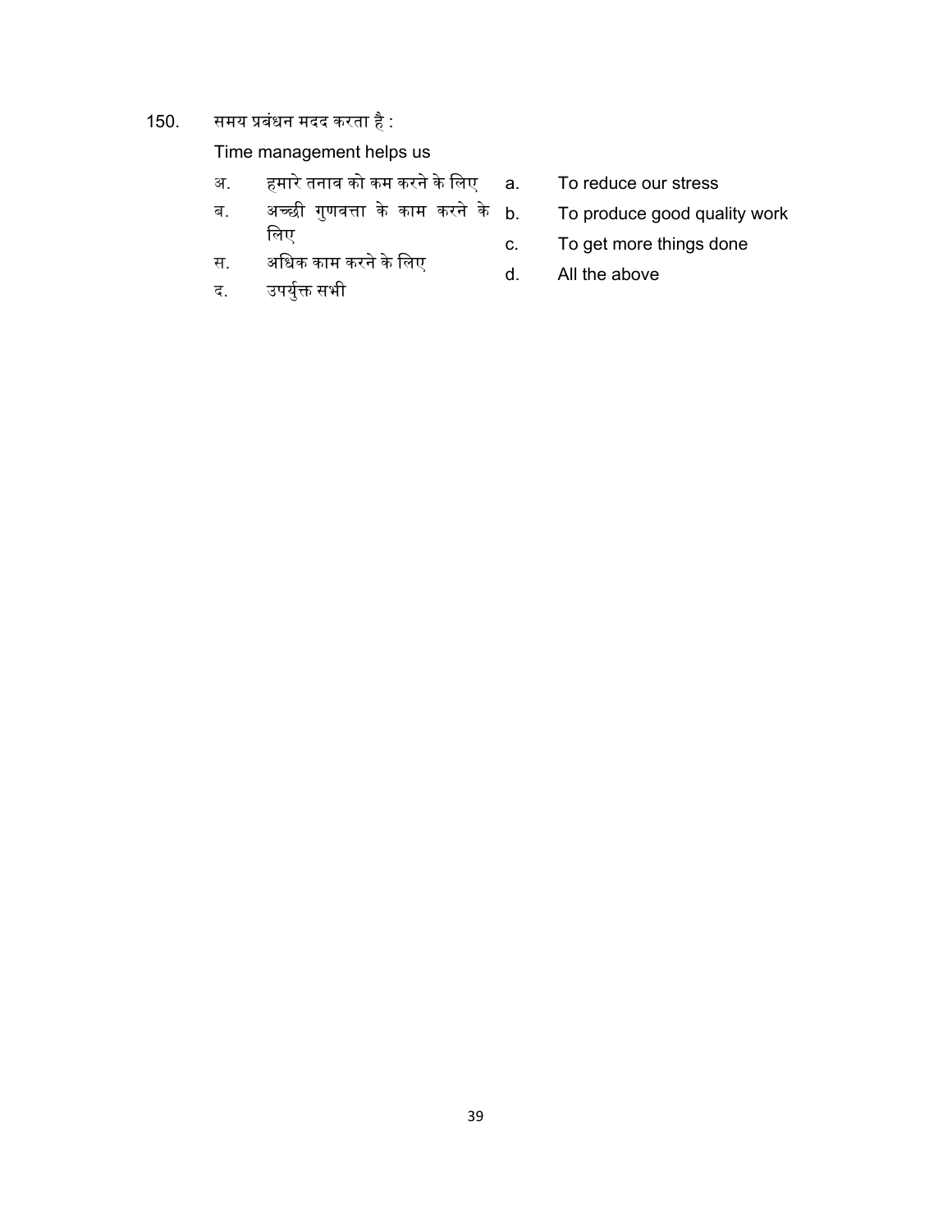150. समय प्रबंधन मदद करता है :

Time management helps us

अ. हमारे तनाव को कम करने के लिए

ब. अच्छी गुणवत्ता के काम करने के लिए

स. अधिक काम करने के लिए

द. उपर्युक्त सभी

a. To reduce our stress

b. To produce good quality work

c. To get more things done

d. All the above